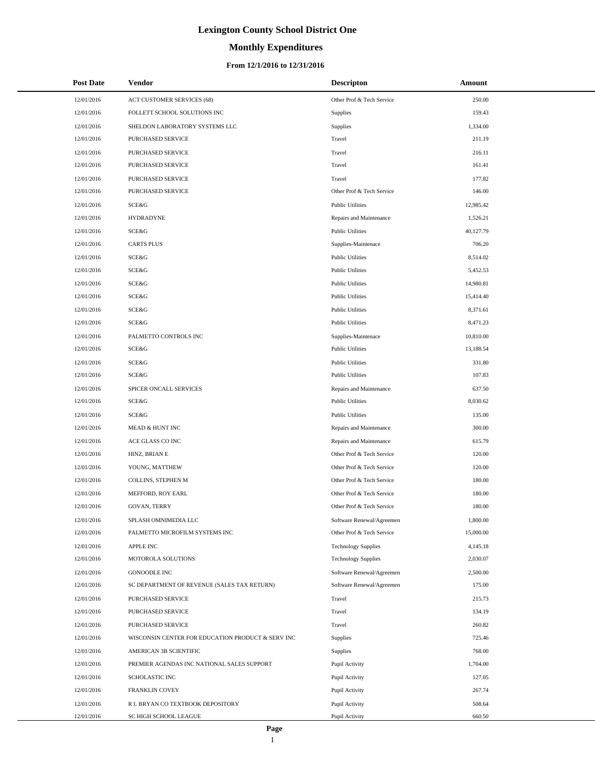# Lexington County School District One

## Monthly Expenditures

### From 12/1/2016 to 12/31/2016

| Post Date | Vendor | Descripton | Amount |
|---|---|---|---|
| 12/01/2016 | ACT CUSTOMER SERVICES (68) | Other Prof & Tech Service | 250.00 |
| 12/01/2016 | FOLLETT SCHOOL SOLUTIONS INC | Supplies | 159.43 |
| 12/01/2016 | SHELDON LABORATORY SYSTEMS LLC | Supplies | 1,334.00 |
| 12/01/2016 | PURCHASED SERVICE | Travel | 211.19 |
| 12/01/2016 | PURCHASED SERVICE | Travel | 216.11 |
| 12/01/2016 | PURCHASED SERVICE | Travel | 161.41 |
| 12/01/2016 | PURCHASED SERVICE | Travel | 177.82 |
| 12/01/2016 | PURCHASED SERVICE | Other Prof & Tech Service | 146.00 |
| 12/01/2016 | SCE&G | Public Utilities | 12,985.42 |
| 12/01/2016 | HYDRADYNE | Repairs and Maintenance | 1,526.21 |
| 12/01/2016 | SCE&G | Public Utilities | 40,127.79 |
| 12/01/2016 | CARTS PLUS | Supplies-Maintenace | 706.20 |
| 12/01/2016 | SCE&G | Public Utilities | 8,514.02 |
| 12/01/2016 | SCE&G | Public Utilities | 5,452.53 |
| 12/01/2016 | SCE&G | Public Utilities | 14,980.81 |
| 12/01/2016 | SCE&G | Public Utilities | 15,414.40 |
| 12/01/2016 | SCE&G | Public Utilities | 8,371.61 |
| 12/01/2016 | SCE&G | Public Utilities | 8,471.23 |
| 12/01/2016 | PALMETTO CONTROLS INC | Supplies-Maintenace | 10,810.00 |
| 12/01/2016 | SCE&G | Public Utilities | 13,188.54 |
| 12/01/2016 | SCE&G | Public Utilities | 331.80 |
| 12/01/2016 | SCE&G | Public Utilities | 107.83 |
| 12/01/2016 | SPICER ONCALL SERVICES | Repairs and Maintenance | 637.50 |
| 12/01/2016 | SCE&G | Public Utilities | 8,030.62 |
| 12/01/2016 | SCE&G | Public Utilities | 135.00 |
| 12/01/2016 | MEAD & HUNT INC | Repairs and Maintenance | 300.00 |
| 12/01/2016 | ACE GLASS CO INC | Repairs and Maintenance | 615.79 |
| 12/01/2016 | HINZ, BRIAN E | Other Prof & Tech Service | 120.00 |
| 12/01/2016 | YOUNG, MATTHEW | Other Prof & Tech Service | 120.00 |
| 12/01/2016 | COLLINS, STEPHEN M | Other Prof & Tech Service | 180.00 |
| 12/01/2016 | MEFFORD, ROY EARL | Other Prof & Tech Service | 180.00 |
| 12/01/2016 | GOVAN, TERRY | Other Prof & Tech Service | 180.00 |
| 12/01/2016 | SPLASH OMNIMEDIA LLC | Software Renewal/Agreemen | 1,800.00 |
| 12/01/2016 | PALMETTO MICROFILM SYSTEMS INC | Other Prof & Tech Service | 15,000.00 |
| 12/01/2016 | APPLE INC | Technology Supplies | 4,145.18 |
| 12/01/2016 | MOTOROLA SOLUTIONS | Technology Supplies | 2,030.07 |
| 12/01/2016 | GONOODLE INC | Software Renewal/Agreemen | 2,500.00 |
| 12/01/2016 | SC DEPARTMENT OF REVENUE (SALES TAX RETURN) | Software Renewal/Agreemen | 175.00 |
| 12/01/2016 | PURCHASED SERVICE | Travel | 215.73 |
| 12/01/2016 | PURCHASED SERVICE | Travel | 134.19 |
| 12/01/2016 | PURCHASED SERVICE | Travel | 260.82 |
| 12/01/2016 | WISCONSIN CENTER FOR EDUCATION PRODUCT & SERV INC | Supplies | 725.46 |
| 12/01/2016 | AMERICAN 3B SCIENTIFIC | Supplies | 768.00 |
| 12/01/2016 | PREMIER AGENDAS INC NATIONAL SALES SUPPORT | Pupil Activity | 1,704.00 |
| 12/01/2016 | SCHOLASTIC INC | Pupil Activity | 127.05 |
| 12/01/2016 | FRANKLIN COVEY | Pupil Activity | 267.74 |
| 12/01/2016 | R L BRYAN CO TEXTBOOK DEPOSITORY | Pupil Activity | 508.64 |
| 12/01/2016 | SC HIGH SCHOOL LEAGUE | Pupil Activity | 660.50 |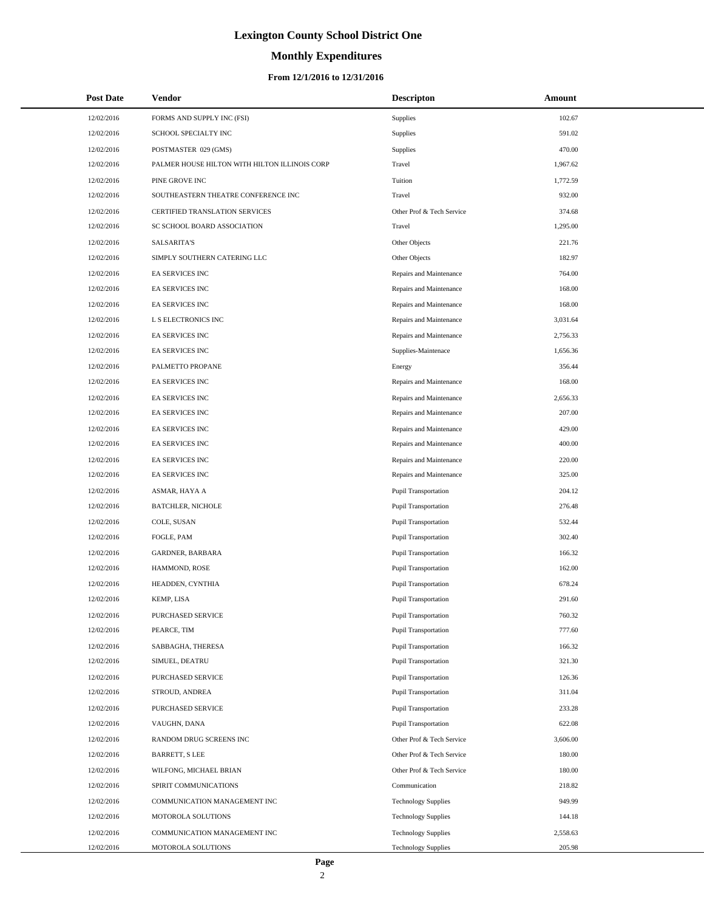# Lexington County School District One

## Monthly Expenditures

### From 12/1/2016 to 12/31/2016

| Post Date | Vendor | Descripton | Amount |
|---|---|---|---|
| 12/02/2016 | FORMS AND SUPPLY INC (FSI) | Supplies | 102.67 |
| 12/02/2016 | SCHOOL SPECIALTY INC | Supplies | 591.02 |
| 12/02/2016 | POSTMASTER 029 (GMS) | Supplies | 470.00 |
| 12/02/2016 | PALMER HOUSE HILTON WITH HILTON ILLINOIS CORP | Travel | 1,967.62 |
| 12/02/2016 | PINE GROVE INC | Tuition | 1,772.59 |
| 12/02/2016 | SOUTHEASTERN THEATRE CONFERENCE INC | Travel | 932.00 |
| 12/02/2016 | CERTIFIED TRANSLATION SERVICES | Other Prof & Tech Service | 374.68 |
| 12/02/2016 | SC SCHOOL BOARD ASSOCIATION | Travel | 1,295.00 |
| 12/02/2016 | SALSARITA'S | Other Objects | 221.76 |
| 12/02/2016 | SIMPLY SOUTHERN CATERING LLC | Other Objects | 182.97 |
| 12/02/2016 | EA SERVICES INC | Repairs and Maintenance | 764.00 |
| 12/02/2016 | EA SERVICES INC | Repairs and Maintenance | 168.00 |
| 12/02/2016 | EA SERVICES INC | Repairs and Maintenance | 168.00 |
| 12/02/2016 | L S ELECTRONICS INC | Repairs and Maintenance | 3,031.64 |
| 12/02/2016 | EA SERVICES INC | Repairs and Maintenance | 2,756.33 |
| 12/02/2016 | EA SERVICES INC | Supplies-Maintenace | 1,656.36 |
| 12/02/2016 | PALMETTO PROPANE | Energy | 356.44 |
| 12/02/2016 | EA SERVICES INC | Repairs and Maintenance | 168.00 |
| 12/02/2016 | EA SERVICES INC | Repairs and Maintenance | 2,656.33 |
| 12/02/2016 | EA SERVICES INC | Repairs and Maintenance | 207.00 |
| 12/02/2016 | EA SERVICES INC | Repairs and Maintenance | 429.00 |
| 12/02/2016 | EA SERVICES INC | Repairs and Maintenance | 400.00 |
| 12/02/2016 | EA SERVICES INC | Repairs and Maintenance | 220.00 |
| 12/02/2016 | EA SERVICES INC | Repairs and Maintenance | 325.00 |
| 12/02/2016 | ASMAR, HAYA A | Pupil Transportation | 204.12 |
| 12/02/2016 | BATCHLER, NICHOLE | Pupil Transportation | 276.48 |
| 12/02/2016 | COLE, SUSAN | Pupil Transportation | 532.44 |
| 12/02/2016 | FOGLE, PAM | Pupil Transportation | 302.40 |
| 12/02/2016 | GARDNER, BARBARA | Pupil Transportation | 166.32 |
| 12/02/2016 | HAMMOND, ROSE | Pupil Transportation | 162.00 |
| 12/02/2016 | HEADDEN, CYNTHIA | Pupil Transportation | 678.24 |
| 12/02/2016 | KEMP, LISA | Pupil Transportation | 291.60 |
| 12/02/2016 | PURCHASED SERVICE | Pupil Transportation | 760.32 |
| 12/02/2016 | PEARCE, TIM | Pupil Transportation | 777.60 |
| 12/02/2016 | SABBAGHA, THERESA | Pupil Transportation | 166.32 |
| 12/02/2016 | SIMUEL, DEATRU | Pupil Transportation | 321.30 |
| 12/02/2016 | PURCHASED SERVICE | Pupil Transportation | 126.36 |
| 12/02/2016 | STROUD, ANDREA | Pupil Transportation | 311.04 |
| 12/02/2016 | PURCHASED SERVICE | Pupil Transportation | 233.28 |
| 12/02/2016 | VAUGHN, DANA | Pupil Transportation | 622.08 |
| 12/02/2016 | RANDOM DRUG SCREENS INC | Other Prof & Tech Service | 3,606.00 |
| 12/02/2016 | BARRETT, S LEE | Other Prof & Tech Service | 180.00 |
| 12/02/2016 | WILFONG, MICHAEL BRIAN | Other Prof & Tech Service | 180.00 |
| 12/02/2016 | SPIRIT COMMUNICATIONS | Communication | 218.82 |
| 12/02/2016 | COMMUNICATION MANAGEMENT INC | Technology Supplies | 949.99 |
| 12/02/2016 | MOTOROLA SOLUTIONS | Technology Supplies | 144.18 |
| 12/02/2016 | COMMUNICATION MANAGEMENT INC | Technology Supplies | 2,558.63 |
| 12/02/2016 | MOTOROLA SOLUTIONS | Technology Supplies | 205.98 |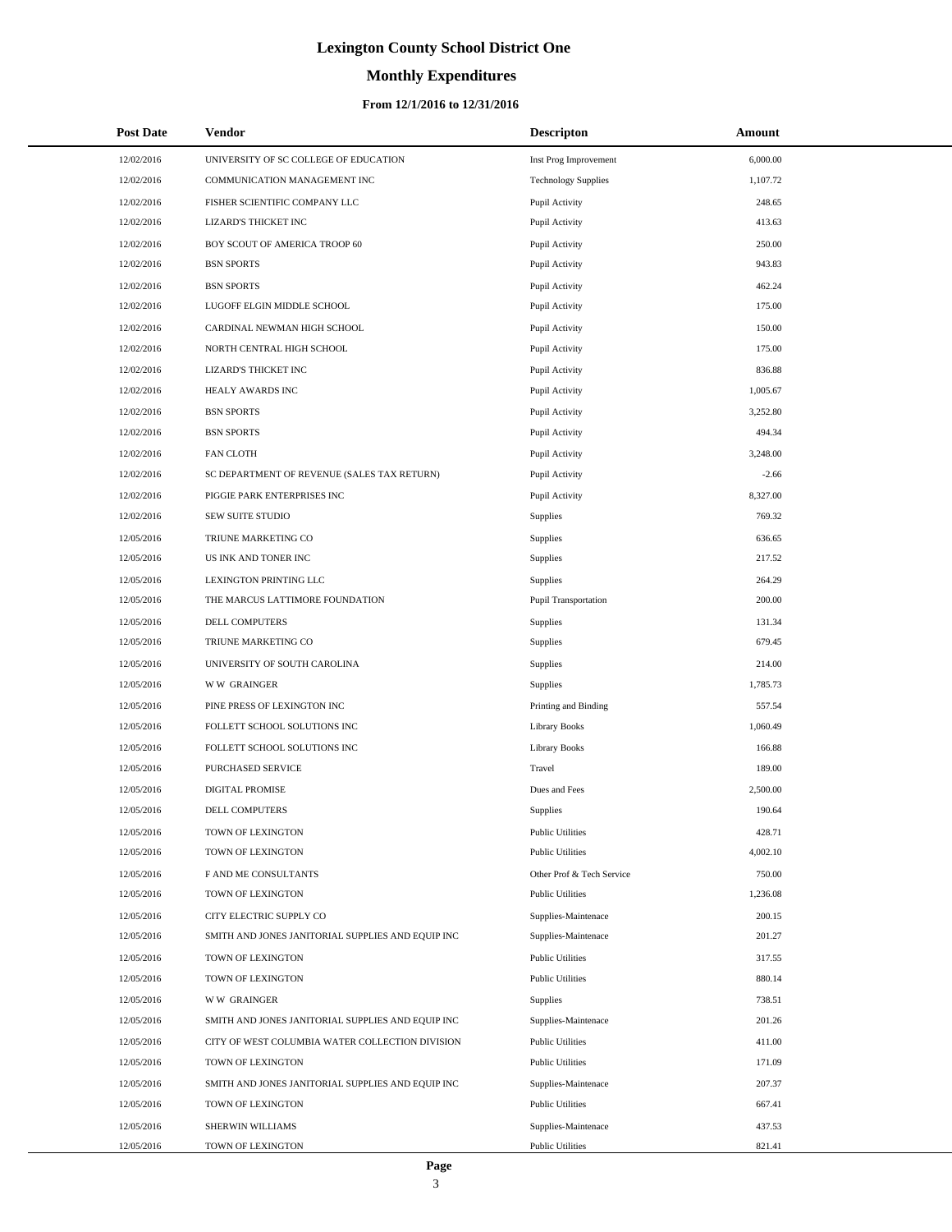# Lexington County School District One

## Monthly Expenditures

### From 12/1/2016 to 12/31/2016

| Post Date | Vendor | Descripton | Amount |
|---|---|---|---|
| 12/02/2016 | UNIVERSITY OF SC COLLEGE OF EDUCATION | Inst Prog Improvement | 6,000.00 |
| 12/02/2016 | COMMUNICATION MANAGEMENT INC | Technology Supplies | 1,107.72 |
| 12/02/2016 | FISHER SCIENTIFIC COMPANY LLC | Pupil Activity | 248.65 |
| 12/02/2016 | LIZARD'S THICKET INC | Pupil Activity | 413.63 |
| 12/02/2016 | BOY SCOUT OF AMERICA TROOP 60 | Pupil Activity | 250.00 |
| 12/02/2016 | BSN SPORTS | Pupil Activity | 943.83 |
| 12/02/2016 | BSN SPORTS | Pupil Activity | 462.24 |
| 12/02/2016 | LUGOFF ELGIN MIDDLE SCHOOL | Pupil Activity | 175.00 |
| 12/02/2016 | CARDINAL NEWMAN HIGH SCHOOL | Pupil Activity | 150.00 |
| 12/02/2016 | NORTH CENTRAL HIGH SCHOOL | Pupil Activity | 175.00 |
| 12/02/2016 | LIZARD'S THICKET INC | Pupil Activity | 836.88 |
| 12/02/2016 | HEALY AWARDS INC | Pupil Activity | 1,005.67 |
| 12/02/2016 | BSN SPORTS | Pupil Activity | 3,252.80 |
| 12/02/2016 | BSN SPORTS | Pupil Activity | 494.34 |
| 12/02/2016 | FAN CLOTH | Pupil Activity | 3,248.00 |
| 12/02/2016 | SC DEPARTMENT OF REVENUE (SALES TAX RETURN) | Pupil Activity | -2.66 |
| 12/02/2016 | PIGGIE PARK ENTERPRISES INC | Pupil Activity | 8,327.00 |
| 12/02/2016 | SEW SUITE STUDIO | Supplies | 769.32 |
| 12/05/2016 | TRIUNE MARKETING CO | Supplies | 636.65 |
| 12/05/2016 | US INK AND TONER INC | Supplies | 217.52 |
| 12/05/2016 | LEXINGTON PRINTING LLC | Supplies | 264.29 |
| 12/05/2016 | THE MARCUS LATTIMORE FOUNDATION | Pupil Transportation | 200.00 |
| 12/05/2016 | DELL COMPUTERS | Supplies | 131.34 |
| 12/05/2016 | TRIUNE MARKETING CO | Supplies | 679.45 |
| 12/05/2016 | UNIVERSITY OF SOUTH CAROLINA | Supplies | 214.00 |
| 12/05/2016 | W W GRAINGER | Supplies | 1,785.73 |
| 12/05/2016 | PINE PRESS OF LEXINGTON INC | Printing and Binding | 557.54 |
| 12/05/2016 | FOLLETT SCHOOL SOLUTIONS INC | Library Books | 1,060.49 |
| 12/05/2016 | FOLLETT SCHOOL SOLUTIONS INC | Library Books | 166.88 |
| 12/05/2016 | PURCHASED SERVICE | Travel | 189.00 |
| 12/05/2016 | DIGITAL PROMISE | Dues and Fees | 2,500.00 |
| 12/05/2016 | DELL COMPUTERS | Supplies | 190.64 |
| 12/05/2016 | TOWN OF LEXINGTON | Public Utilities | 428.71 |
| 12/05/2016 | TOWN OF LEXINGTON | Public Utilities | 4,002.10 |
| 12/05/2016 | F AND ME CONSULTANTS | Other Prof & Tech Service | 750.00 |
| 12/05/2016 | TOWN OF LEXINGTON | Public Utilities | 1,236.08 |
| 12/05/2016 | CITY ELECTRIC SUPPLY CO | Supplies-Maintenace | 200.15 |
| 12/05/2016 | SMITH AND JONES JANITORIAL SUPPLIES AND EQUIP INC | Supplies-Maintenace | 201.27 |
| 12/05/2016 | TOWN OF LEXINGTON | Public Utilities | 317.55 |
| 12/05/2016 | TOWN OF LEXINGTON | Public Utilities | 880.14 |
| 12/05/2016 | W W GRAINGER | Supplies | 738.51 |
| 12/05/2016 | SMITH AND JONES JANITORIAL SUPPLIES AND EQUIP INC | Supplies-Maintenace | 201.26 |
| 12/05/2016 | CITY OF WEST COLUMBIA WATER COLLECTION DIVISION | Public Utilities | 411.00 |
| 12/05/2016 | TOWN OF LEXINGTON | Public Utilities | 171.09 |
| 12/05/2016 | SMITH AND JONES JANITORIAL SUPPLIES AND EQUIP INC | Supplies-Maintenace | 207.37 |
| 12/05/2016 | TOWN OF LEXINGTON | Public Utilities | 667.41 |
| 12/05/2016 | SHERWIN WILLIAMS | Supplies-Maintenace | 437.53 |
| 12/05/2016 | TOWN OF LEXINGTON | Public Utilities | 821.41 |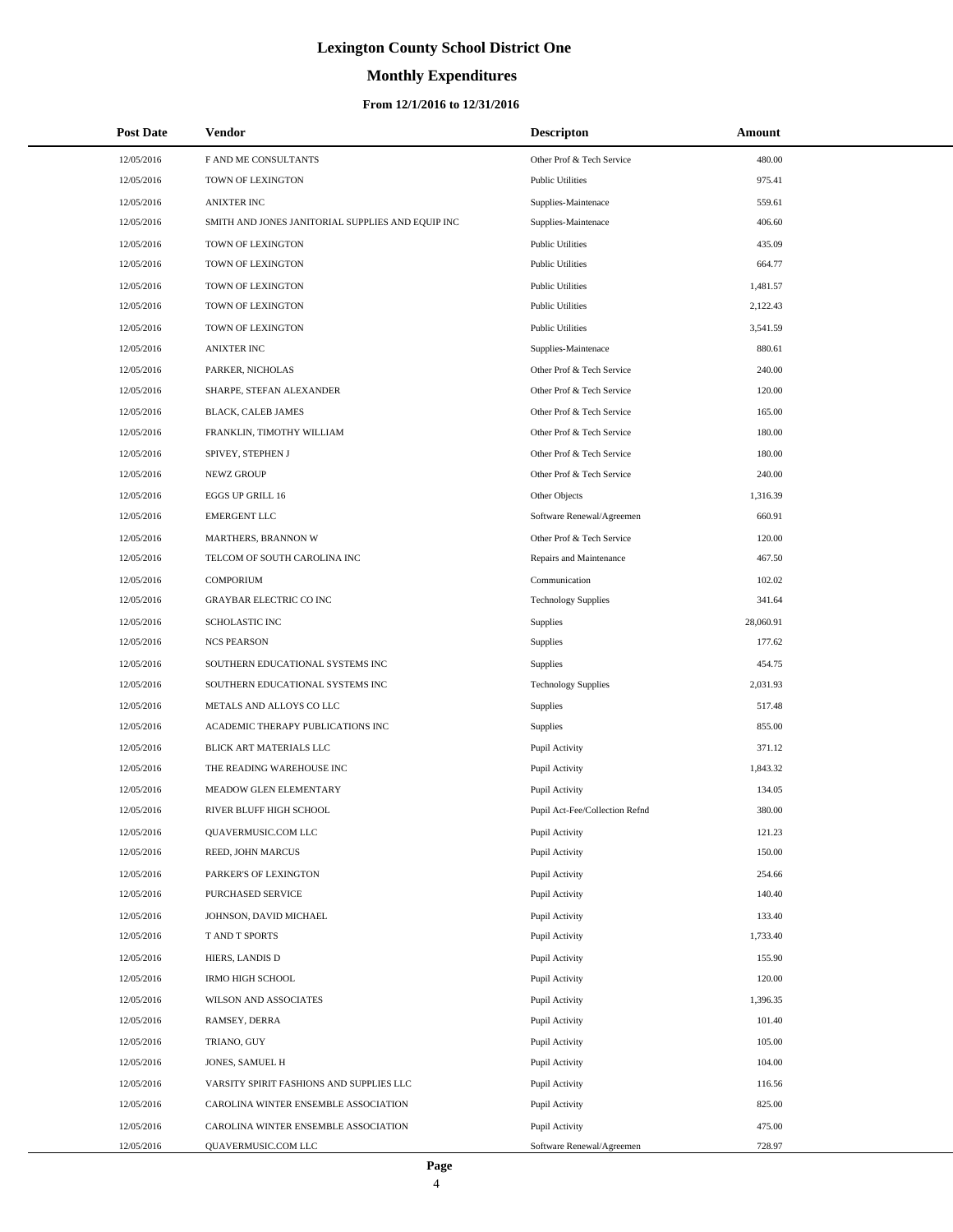# Lexington County School District One

## Monthly Expenditures

### From 12/1/2016 to 12/31/2016

| Post Date | Vendor | Descripton | Amount |
|---|---|---|---|
| 12/05/2016 | F AND ME CONSULTANTS | Other Prof & Tech Service | 480.00 |
| 12/05/2016 | TOWN OF LEXINGTON | Public Utilities | 975.41 |
| 12/05/2016 | ANIXTER INC | Supplies-Maintenace | 559.61 |
| 12/05/2016 | SMITH AND JONES JANITORIAL SUPPLIES AND EQUIP INC | Supplies-Maintenace | 406.60 |
| 12/05/2016 | TOWN OF LEXINGTON | Public Utilities | 435.09 |
| 12/05/2016 | TOWN OF LEXINGTON | Public Utilities | 664.77 |
| 12/05/2016 | TOWN OF LEXINGTON | Public Utilities | 1,481.57 |
| 12/05/2016 | TOWN OF LEXINGTON | Public Utilities | 2,122.43 |
| 12/05/2016 | TOWN OF LEXINGTON | Public Utilities | 3,541.59 |
| 12/05/2016 | ANIXTER INC | Supplies-Maintenace | 880.61 |
| 12/05/2016 | PARKER, NICHOLAS | Other Prof & Tech Service | 240.00 |
| 12/05/2016 | SHARPE, STEFAN ALEXANDER | Other Prof & Tech Service | 120.00 |
| 12/05/2016 | BLACK, CALEB JAMES | Other Prof & Tech Service | 165.00 |
| 12/05/2016 | FRANKLIN, TIMOTHY WILLIAM | Other Prof & Tech Service | 180.00 |
| 12/05/2016 | SPIVEY, STEPHEN J | Other Prof & Tech Service | 180.00 |
| 12/05/2016 | NEWZ GROUP | Other Prof & Tech Service | 240.00 |
| 12/05/2016 | EGGS UP GRILL 16 | Other Objects | 1,316.39 |
| 12/05/2016 | EMERGENT LLC | Software Renewal/Agreemen | 660.91 |
| 12/05/2016 | MARTHERS, BRANNON W | Other Prof & Tech Service | 120.00 |
| 12/05/2016 | TELCOM OF SOUTH CAROLINA INC | Repairs and Maintenance | 467.50 |
| 12/05/2016 | COMPORIUM | Communication | 102.02 |
| 12/05/2016 | GRAYBAR ELECTRIC CO INC | Technology Supplies | 341.64 |
| 12/05/2016 | SCHOLASTIC INC | Supplies | 28,060.91 |
| 12/05/2016 | NCS PEARSON | Supplies | 177.62 |
| 12/05/2016 | SOUTHERN EDUCATIONAL SYSTEMS INC | Supplies | 454.75 |
| 12/05/2016 | SOUTHERN EDUCATIONAL SYSTEMS INC | Technology Supplies | 2,031.93 |
| 12/05/2016 | METALS AND ALLOYS CO LLC | Supplies | 517.48 |
| 12/05/2016 | ACADEMIC THERAPY PUBLICATIONS INC | Supplies | 855.00 |
| 12/05/2016 | BLICK ART MATERIALS LLC | Pupil Activity | 371.12 |
| 12/05/2016 | THE READING WAREHOUSE INC | Pupil Activity | 1,843.32 |
| 12/05/2016 | MEADOW GLEN ELEMENTARY | Pupil Activity | 134.05 |
| 12/05/2016 | RIVER BLUFF HIGH SCHOOL | Pupil Act-Fee/Collection Refnd | 380.00 |
| 12/05/2016 | QUAVERMUSIC.COM LLC | Pupil Activity | 121.23 |
| 12/05/2016 | REED, JOHN MARCUS | Pupil Activity | 150.00 |
| 12/05/2016 | PARKER'S OF LEXINGTON | Pupil Activity | 254.66 |
| 12/05/2016 | PURCHASED SERVICE | Pupil Activity | 140.40 |
| 12/05/2016 | JOHNSON, DAVID MICHAEL | Pupil Activity | 133.40 |
| 12/05/2016 | T AND T SPORTS | Pupil Activity | 1,733.40 |
| 12/05/2016 | HIERS, LANDIS D | Pupil Activity | 155.90 |
| 12/05/2016 | IRMO HIGH SCHOOL | Pupil Activity | 120.00 |
| 12/05/2016 | WILSON AND ASSOCIATES | Pupil Activity | 1,396.35 |
| 12/05/2016 | RAMSEY, DERRA | Pupil Activity | 101.40 |
| 12/05/2016 | TRIANO, GUY | Pupil Activity | 105.00 |
| 12/05/2016 | JONES, SAMUEL H | Pupil Activity | 104.00 |
| 12/05/2016 | VARSITY SPIRIT FASHIONS AND SUPPLIES LLC | Pupil Activity | 116.56 |
| 12/05/2016 | CAROLINA WINTER ENSEMBLE ASSOCIATION | Pupil Activity | 825.00 |
| 12/05/2016 | CAROLINA WINTER ENSEMBLE ASSOCIATION | Pupil Activity | 475.00 |
| 12/05/2016 | QUAVERMUSIC.COM LLC | Software Renewal/Agreemen | 728.97 |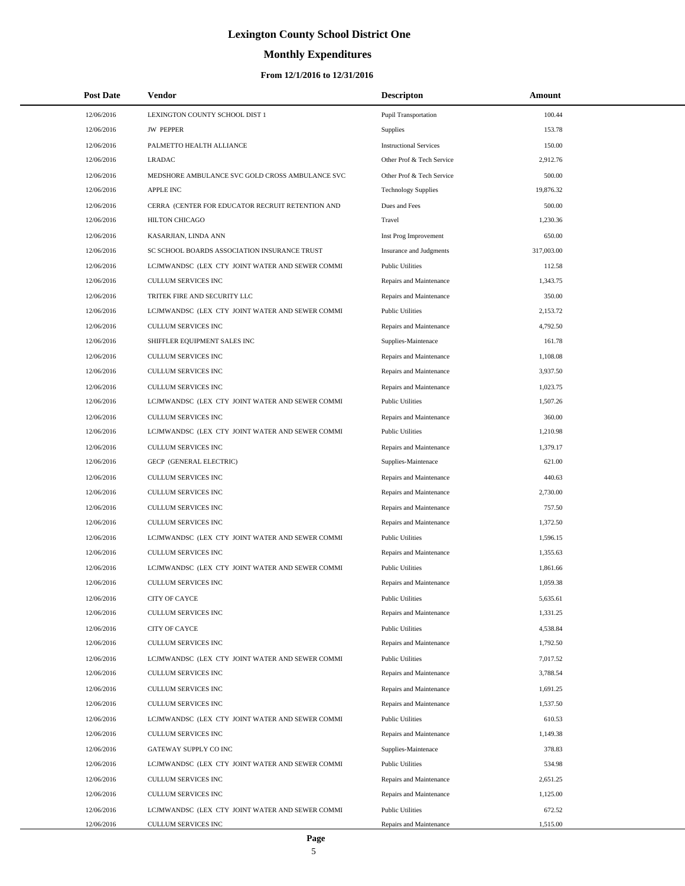# Lexington County School District One

## Monthly Expenditures

### From 12/1/2016 to 12/31/2016

| Post Date | Vendor | Descripton | Amount |
|---|---|---|---|
| 12/06/2016 | LEXINGTON COUNTY SCHOOL DIST 1 | Pupil Transportation | 100.44 |
| 12/06/2016 | JW PEPPER | Supplies | 153.78 |
| 12/06/2016 | PALMETTO HEALTH ALLIANCE | Instructional Services | 150.00 |
| 12/06/2016 | LRADAC | Other Prof & Tech Service | 2,912.76 |
| 12/06/2016 | MEDSHORE AMBULANCE SVC GOLD CROSS AMBULANCE SVC | Other Prof & Tech Service | 500.00 |
| 12/06/2016 | APPLE INC | Technology Supplies | 19,876.32 |
| 12/06/2016 | CERRA (CENTER FOR EDUCATOR RECRUIT RETENTION AND | Dues and Fees | 500.00 |
| 12/06/2016 | HILTON CHICAGO | Travel | 1,230.36 |
| 12/06/2016 | KASARJIAN, LINDA ANN | Inst Prog Improvement | 650.00 |
| 12/06/2016 | SC SCHOOL BOARDS ASSOCIATION INSURANCE TRUST | Insurance and Judgments | 317,003.00 |
| 12/06/2016 | LCJMWANDSC (LEX CTY JOINT WATER AND SEWER COMMI | Public Utilities | 112.58 |
| 12/06/2016 | CULLUM SERVICES INC | Repairs and Maintenance | 1,343.75 |
| 12/06/2016 | TRITEK FIRE AND SECURITY LLC | Repairs and Maintenance | 350.00 |
| 12/06/2016 | LCJMWANDSC (LEX CTY JOINT WATER AND SEWER COMMI | Public Utilities | 2,153.72 |
| 12/06/2016 | CULLUM SERVICES INC | Repairs and Maintenance | 4,792.50 |
| 12/06/2016 | SHIFFLER EQUIPMENT SALES INC | Supplies-Maintenace | 161.78 |
| 12/06/2016 | CULLUM SERVICES INC | Repairs and Maintenance | 1,108.08 |
| 12/06/2016 | CULLUM SERVICES INC | Repairs and Maintenance | 3,937.50 |
| 12/06/2016 | CULLUM SERVICES INC | Repairs and Maintenance | 1,023.75 |
| 12/06/2016 | LCJMWANDSC (LEX CTY JOINT WATER AND SEWER COMMI | Public Utilities | 1,507.26 |
| 12/06/2016 | CULLUM SERVICES INC | Repairs and Maintenance | 360.00 |
| 12/06/2016 | LCJMWANDSC (LEX CTY JOINT WATER AND SEWER COMMI | Public Utilities | 1,210.98 |
| 12/06/2016 | CULLUM SERVICES INC | Repairs and Maintenance | 1,379.17 |
| 12/06/2016 | GECP (GENERAL ELECTRIC) | Supplies-Maintenace | 621.00 |
| 12/06/2016 | CULLUM SERVICES INC | Repairs and Maintenance | 440.63 |
| 12/06/2016 | CULLUM SERVICES INC | Repairs and Maintenance | 2,730.00 |
| 12/06/2016 | CULLUM SERVICES INC | Repairs and Maintenance | 757.50 |
| 12/06/2016 | CULLUM SERVICES INC | Repairs and Maintenance | 1,372.50 |
| 12/06/2016 | LCJMWANDSC (LEX CTY JOINT WATER AND SEWER COMMI | Public Utilities | 1,596.15 |
| 12/06/2016 | CULLUM SERVICES INC | Repairs and Maintenance | 1,355.63 |
| 12/06/2016 | LCJMWANDSC (LEX CTY JOINT WATER AND SEWER COMMI | Public Utilities | 1,861.66 |
| 12/06/2016 | CULLUM SERVICES INC | Repairs and Maintenance | 1,059.38 |
| 12/06/2016 | CITY OF CAYCE | Public Utilities | 5,635.61 |
| 12/06/2016 | CULLUM SERVICES INC | Repairs and Maintenance | 1,331.25 |
| 12/06/2016 | CITY OF CAYCE | Public Utilities | 4,538.84 |
| 12/06/2016 | CULLUM SERVICES INC | Repairs and Maintenance | 1,792.50 |
| 12/06/2016 | LCJMWANDSC (LEX CTY JOINT WATER AND SEWER COMMI | Public Utilities | 7,017.52 |
| 12/06/2016 | CULLUM SERVICES INC | Repairs and Maintenance | 3,788.54 |
| 12/06/2016 | CULLUM SERVICES INC | Repairs and Maintenance | 1,691.25 |
| 12/06/2016 | CULLUM SERVICES INC | Repairs and Maintenance | 1,537.50 |
| 12/06/2016 | LCJMWANDSC (LEX CTY JOINT WATER AND SEWER COMMI | Public Utilities | 610.53 |
| 12/06/2016 | CULLUM SERVICES INC | Repairs and Maintenance | 1,149.38 |
| 12/06/2016 | GATEWAY SUPPLY CO INC | Supplies-Maintenace | 378.83 |
| 12/06/2016 | LCJMWANDSC (LEX CTY JOINT WATER AND SEWER COMMI | Public Utilities | 534.98 |
| 12/06/2016 | CULLUM SERVICES INC | Repairs and Maintenance | 2,651.25 |
| 12/06/2016 | CULLUM SERVICES INC | Repairs and Maintenance | 1,125.00 |
| 12/06/2016 | LCJMWANDSC (LEX CTY JOINT WATER AND SEWER COMMI | Public Utilities | 672.52 |
| 12/06/2016 | CULLUM SERVICES INC | Repairs and Maintenance | 1,515.00 |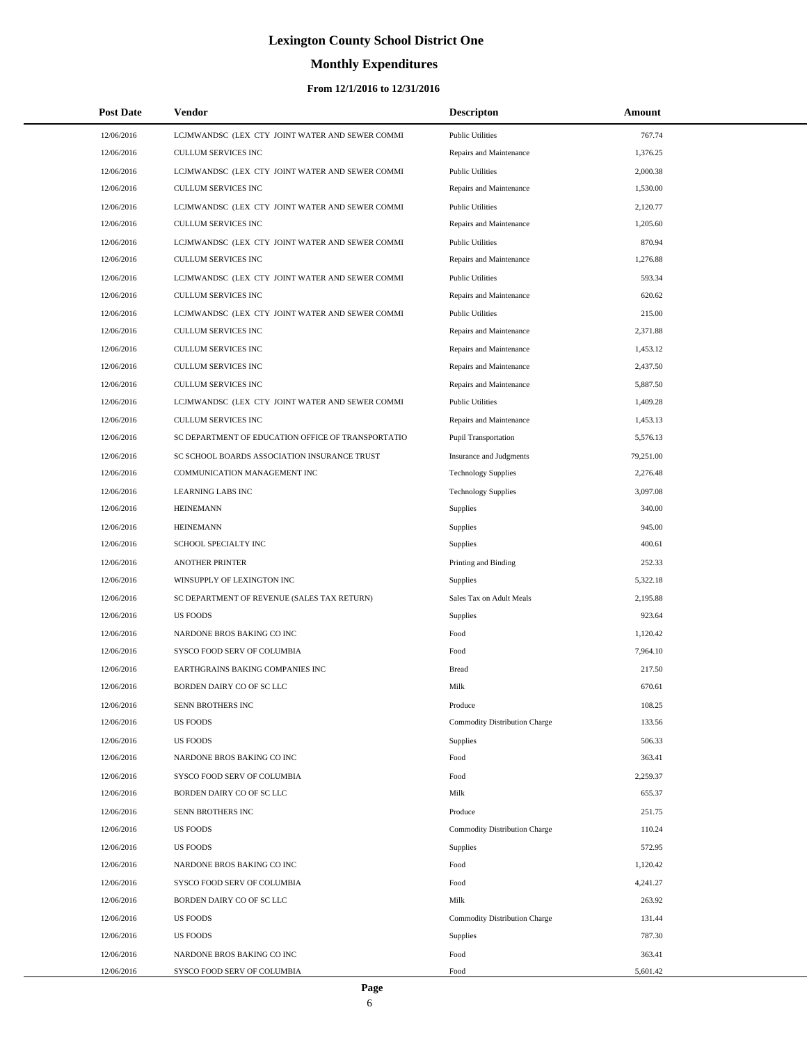# Lexington County School District One

## Monthly Expenditures

### From 12/1/2016 to 12/31/2016

| Post Date | Vendor | Descripton | Amount |
|---|---|---|---|
| 12/06/2016 | LCJMWANDSC (LEX CTY JOINT WATER AND SEWER COMMI | Public Utilities | 767.74 |
| 12/06/2016 | CULLUM SERVICES INC | Repairs and Maintenance | 1,376.25 |
| 12/06/2016 | LCJMWANDSC (LEX CTY JOINT WATER AND SEWER COMMI | Public Utilities | 2,000.38 |
| 12/06/2016 | CULLUM SERVICES INC | Repairs and Maintenance | 1,530.00 |
| 12/06/2016 | LCJMWANDSC (LEX CTY JOINT WATER AND SEWER COMMI | Public Utilities | 2,120.77 |
| 12/06/2016 | CULLUM SERVICES INC | Repairs and Maintenance | 1,205.60 |
| 12/06/2016 | LCJMWANDSC (LEX CTY JOINT WATER AND SEWER COMMI | Public Utilities | 870.94 |
| 12/06/2016 | CULLUM SERVICES INC | Repairs and Maintenance | 1,276.88 |
| 12/06/2016 | LCJMWANDSC (LEX CTY JOINT WATER AND SEWER COMMI | Public Utilities | 593.34 |
| 12/06/2016 | CULLUM SERVICES INC | Repairs and Maintenance | 620.62 |
| 12/06/2016 | LCJMWANDSC (LEX CTY JOINT WATER AND SEWER COMMI | Public Utilities | 215.00 |
| 12/06/2016 | CULLUM SERVICES INC | Repairs and Maintenance | 2,371.88 |
| 12/06/2016 | CULLUM SERVICES INC | Repairs and Maintenance | 1,453.12 |
| 12/06/2016 | CULLUM SERVICES INC | Repairs and Maintenance | 2,437.50 |
| 12/06/2016 | CULLUM SERVICES INC | Repairs and Maintenance | 5,887.50 |
| 12/06/2016 | LCJMWANDSC (LEX CTY JOINT WATER AND SEWER COMMI | Public Utilities | 1,409.28 |
| 12/06/2016 | CULLUM SERVICES INC | Repairs and Maintenance | 1,453.13 |
| 12/06/2016 | SC DEPARTMENT OF EDUCATION OFFICE OF TRANSPORTATIO | Pupil Transportation | 5,576.13 |
| 12/06/2016 | SC SCHOOL BOARDS ASSOCIATION INSURANCE TRUST | Insurance and Judgments | 79,251.00 |
| 12/06/2016 | COMMUNICATION MANAGEMENT INC | Technology Supplies | 2,276.48 |
| 12/06/2016 | LEARNING LABS INC | Technology Supplies | 3,097.08 |
| 12/06/2016 | HEINEMANN | Supplies | 340.00 |
| 12/06/2016 | HEINEMANN | Supplies | 945.00 |
| 12/06/2016 | SCHOOL SPECIALTY INC | Supplies | 400.61 |
| 12/06/2016 | ANOTHER PRINTER | Printing and Binding | 252.33 |
| 12/06/2016 | WINSUPPLY OF LEXINGTON INC | Supplies | 5,322.18 |
| 12/06/2016 | SC DEPARTMENT OF REVENUE (SALES TAX RETURN) | Sales Tax on Adult Meals | 2,195.88 |
| 12/06/2016 | US FOODS | Supplies | 923.64 |
| 12/06/2016 | NARDONE BROS BAKING CO INC | Food | 1,120.42 |
| 12/06/2016 | SYSCO FOOD SERV OF COLUMBIA | Food | 7,964.10 |
| 12/06/2016 | EARTHGRAINS BAKING COMPANIES INC | Bread | 217.50 |
| 12/06/2016 | BORDEN DAIRY CO OF SC LLC | Milk | 670.61 |
| 12/06/2016 | SENN BROTHERS INC | Produce | 108.25 |
| 12/06/2016 | US FOODS | Commodity Distribution Charge | 133.56 |
| 12/06/2016 | US FOODS | Supplies | 506.33 |
| 12/06/2016 | NARDONE BROS BAKING CO INC | Food | 363.41 |
| 12/06/2016 | SYSCO FOOD SERV OF COLUMBIA | Food | 2,259.37 |
| 12/06/2016 | BORDEN DAIRY CO OF SC LLC | Milk | 655.37 |
| 12/06/2016 | SENN BROTHERS INC | Produce | 251.75 |
| 12/06/2016 | US FOODS | Commodity Distribution Charge | 110.24 |
| 12/06/2016 | US FOODS | Supplies | 572.95 |
| 12/06/2016 | NARDONE BROS BAKING CO INC | Food | 1,120.42 |
| 12/06/2016 | SYSCO FOOD SERV OF COLUMBIA | Food | 4,241.27 |
| 12/06/2016 | BORDEN DAIRY CO OF SC LLC | Milk | 263.92 |
| 12/06/2016 | US FOODS | Commodity Distribution Charge | 131.44 |
| 12/06/2016 | US FOODS | Supplies | 787.30 |
| 12/06/2016 | NARDONE BROS BAKING CO INC | Food | 363.41 |
| 12/06/2016 | SYSCO FOOD SERV OF COLUMBIA | Food | 5,601.42 |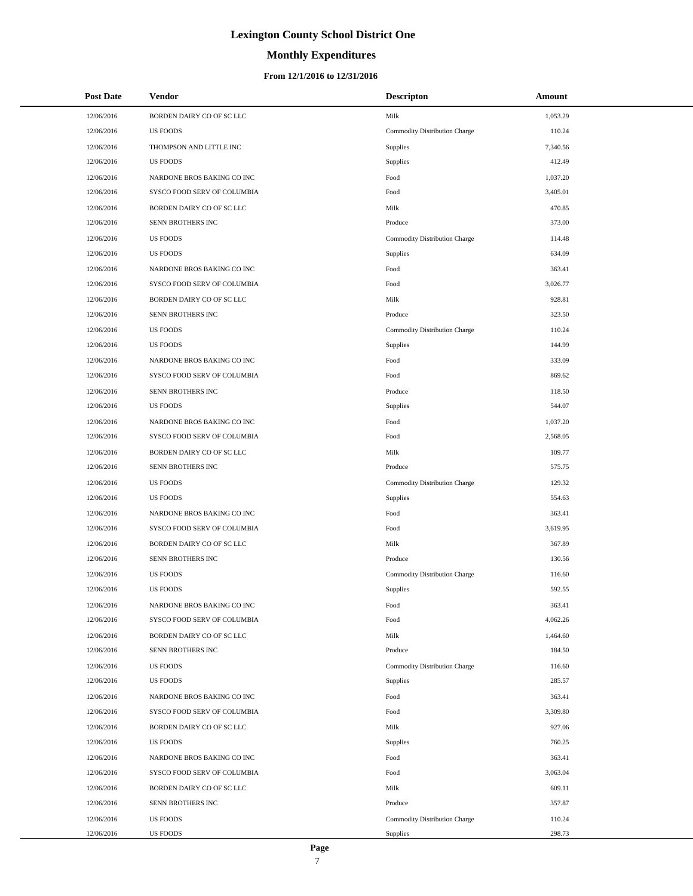# Lexington County School District One

## Monthly Expenditures

### From 12/1/2016 to 12/31/2016

| Post Date | Vendor | Descripton | Amount |
|---|---|---|---|
| 12/06/2016 | BORDEN DAIRY CO OF SC LLC | Milk | 1,053.29 |
| 12/06/2016 | US FOODS | Commodity Distribution Charge | 110.24 |
| 12/06/2016 | THOMPSON AND LITTLE INC | Supplies | 7,340.56 |
| 12/06/2016 | US FOODS | Supplies | 412.49 |
| 12/06/2016 | NARDONE BROS BAKING CO INC | Food | 1,037.20 |
| 12/06/2016 | SYSCO FOOD SERV OF COLUMBIA | Food | 3,405.01 |
| 12/06/2016 | BORDEN DAIRY CO OF SC LLC | Milk | 470.85 |
| 12/06/2016 | SENN BROTHERS INC | Produce | 373.00 |
| 12/06/2016 | US FOODS | Commodity Distribution Charge | 114.48 |
| 12/06/2016 | US FOODS | Supplies | 634.09 |
| 12/06/2016 | NARDONE BROS BAKING CO INC | Food | 363.41 |
| 12/06/2016 | SYSCO FOOD SERV OF COLUMBIA | Food | 3,026.77 |
| 12/06/2016 | BORDEN DAIRY CO OF SC LLC | Milk | 928.81 |
| 12/06/2016 | SENN BROTHERS INC | Produce | 323.50 |
| 12/06/2016 | US FOODS | Commodity Distribution Charge | 110.24 |
| 12/06/2016 | US FOODS | Supplies | 144.99 |
| 12/06/2016 | NARDONE BROS BAKING CO INC | Food | 333.09 |
| 12/06/2016 | SYSCO FOOD SERV OF COLUMBIA | Food | 869.62 |
| 12/06/2016 | SENN BROTHERS INC | Produce | 118.50 |
| 12/06/2016 | US FOODS | Supplies | 544.07 |
| 12/06/2016 | NARDONE BROS BAKING CO INC | Food | 1,037.20 |
| 12/06/2016 | SYSCO FOOD SERV OF COLUMBIA | Food | 2,568.05 |
| 12/06/2016 | BORDEN DAIRY CO OF SC LLC | Milk | 109.77 |
| 12/06/2016 | SENN BROTHERS INC | Produce | 575.75 |
| 12/06/2016 | US FOODS | Commodity Distribution Charge | 129.32 |
| 12/06/2016 | US FOODS | Supplies | 554.63 |
| 12/06/2016 | NARDONE BROS BAKING CO INC | Food | 363.41 |
| 12/06/2016 | SYSCO FOOD SERV OF COLUMBIA | Food | 3,619.95 |
| 12/06/2016 | BORDEN DAIRY CO OF SC LLC | Milk | 367.89 |
| 12/06/2016 | SENN BROTHERS INC | Produce | 130.56 |
| 12/06/2016 | US FOODS | Commodity Distribution Charge | 116.60 |
| 12/06/2016 | US FOODS | Supplies | 592.55 |
| 12/06/2016 | NARDONE BROS BAKING CO INC | Food | 363.41 |
| 12/06/2016 | SYSCO FOOD SERV OF COLUMBIA | Food | 4,062.26 |
| 12/06/2016 | BORDEN DAIRY CO OF SC LLC | Milk | 1,464.60 |
| 12/06/2016 | SENN BROTHERS INC | Produce | 184.50 |
| 12/06/2016 | US FOODS | Commodity Distribution Charge | 116.60 |
| 12/06/2016 | US FOODS | Supplies | 285.57 |
| 12/06/2016 | NARDONE BROS BAKING CO INC | Food | 363.41 |
| 12/06/2016 | SYSCO FOOD SERV OF COLUMBIA | Food | 3,309.80 |
| 12/06/2016 | BORDEN DAIRY CO OF SC LLC | Milk | 927.06 |
| 12/06/2016 | US FOODS | Supplies | 760.25 |
| 12/06/2016 | NARDONE BROS BAKING CO INC | Food | 363.41 |
| 12/06/2016 | SYSCO FOOD SERV OF COLUMBIA | Food | 3,063.04 |
| 12/06/2016 | BORDEN DAIRY CO OF SC LLC | Milk | 609.11 |
| 12/06/2016 | SENN BROTHERS INC | Produce | 357.87 |
| 12/06/2016 | US FOODS | Commodity Distribution Charge | 110.24 |
| 12/06/2016 | US FOODS | Supplies | 298.73 |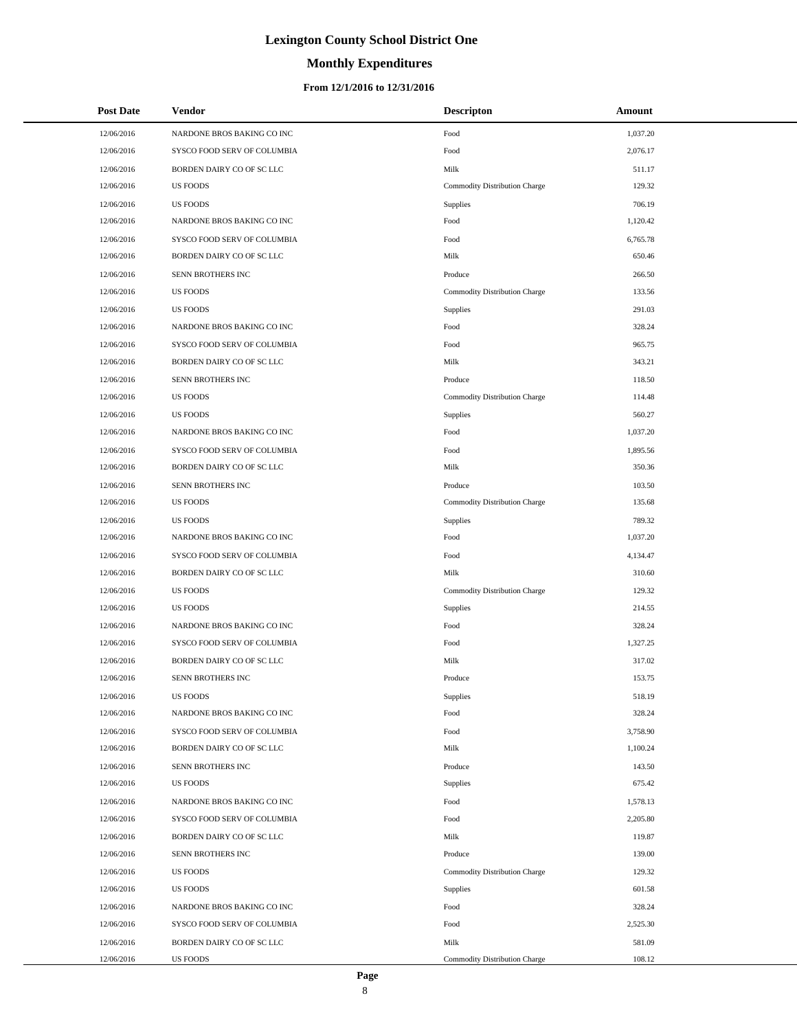# Lexington County School District One

## Monthly Expenditures

### From 12/1/2016 to 12/31/2016

| Post Date | Vendor | Descripton | Amount |
|---|---|---|---|
| 12/06/2016 | NARDONE BROS BAKING CO INC | Food | 1,037.20 |
| 12/06/2016 | SYSCO FOOD SERV OF COLUMBIA | Food | 2,076.17 |
| 12/06/2016 | BORDEN DAIRY CO OF SC LLC | Milk | 511.17 |
| 12/06/2016 | US FOODS | Commodity Distribution Charge | 129.32 |
| 12/06/2016 | US FOODS | Supplies | 706.19 |
| 12/06/2016 | NARDONE BROS BAKING CO INC | Food | 1,120.42 |
| 12/06/2016 | SYSCO FOOD SERV OF COLUMBIA | Food | 6,765.78 |
| 12/06/2016 | BORDEN DAIRY CO OF SC LLC | Milk | 650.46 |
| 12/06/2016 | SENN BROTHERS INC | Produce | 266.50 |
| 12/06/2016 | US FOODS | Commodity Distribution Charge | 133.56 |
| 12/06/2016 | US FOODS | Supplies | 291.03 |
| 12/06/2016 | NARDONE BROS BAKING CO INC | Food | 328.24 |
| 12/06/2016 | SYSCO FOOD SERV OF COLUMBIA | Food | 965.75 |
| 12/06/2016 | BORDEN DAIRY CO OF SC LLC | Milk | 343.21 |
| 12/06/2016 | SENN BROTHERS INC | Produce | 118.50 |
| 12/06/2016 | US FOODS | Commodity Distribution Charge | 114.48 |
| 12/06/2016 | US FOODS | Supplies | 560.27 |
| 12/06/2016 | NARDONE BROS BAKING CO INC | Food | 1,037.20 |
| 12/06/2016 | SYSCO FOOD SERV OF COLUMBIA | Food | 1,895.56 |
| 12/06/2016 | BORDEN DAIRY CO OF SC LLC | Milk | 350.36 |
| 12/06/2016 | SENN BROTHERS INC | Produce | 103.50 |
| 12/06/2016 | US FOODS | Commodity Distribution Charge | 135.68 |
| 12/06/2016 | US FOODS | Supplies | 789.32 |
| 12/06/2016 | NARDONE BROS BAKING CO INC | Food | 1,037.20 |
| 12/06/2016 | SYSCO FOOD SERV OF COLUMBIA | Food | 4,134.47 |
| 12/06/2016 | BORDEN DAIRY CO OF SC LLC | Milk | 310.60 |
| 12/06/2016 | US FOODS | Commodity Distribution Charge | 129.32 |
| 12/06/2016 | US FOODS | Supplies | 214.55 |
| 12/06/2016 | NARDONE BROS BAKING CO INC | Food | 328.24 |
| 12/06/2016 | SYSCO FOOD SERV OF COLUMBIA | Food | 1,327.25 |
| 12/06/2016 | BORDEN DAIRY CO OF SC LLC | Milk | 317.02 |
| 12/06/2016 | SENN BROTHERS INC | Produce | 153.75 |
| 12/06/2016 | US FOODS | Supplies | 518.19 |
| 12/06/2016 | NARDONE BROS BAKING CO INC | Food | 328.24 |
| 12/06/2016 | SYSCO FOOD SERV OF COLUMBIA | Food | 3,758.90 |
| 12/06/2016 | BORDEN DAIRY CO OF SC LLC | Milk | 1,100.24 |
| 12/06/2016 | SENN BROTHERS INC | Produce | 143.50 |
| 12/06/2016 | US FOODS | Supplies | 675.42 |
| 12/06/2016 | NARDONE BROS BAKING CO INC | Food | 1,578.13 |
| 12/06/2016 | SYSCO FOOD SERV OF COLUMBIA | Food | 2,205.80 |
| 12/06/2016 | BORDEN DAIRY CO OF SC LLC | Milk | 119.87 |
| 12/06/2016 | SENN BROTHERS INC | Produce | 139.00 |
| 12/06/2016 | US FOODS | Commodity Distribution Charge | 129.32 |
| 12/06/2016 | US FOODS | Supplies | 601.58 |
| 12/06/2016 | NARDONE BROS BAKING CO INC | Food | 328.24 |
| 12/06/2016 | SYSCO FOOD SERV OF COLUMBIA | Food | 2,525.30 |
| 12/06/2016 | BORDEN DAIRY CO OF SC LLC | Milk | 581.09 |
| 12/06/2016 | US FOODS | Commodity Distribution Charge | 108.12 |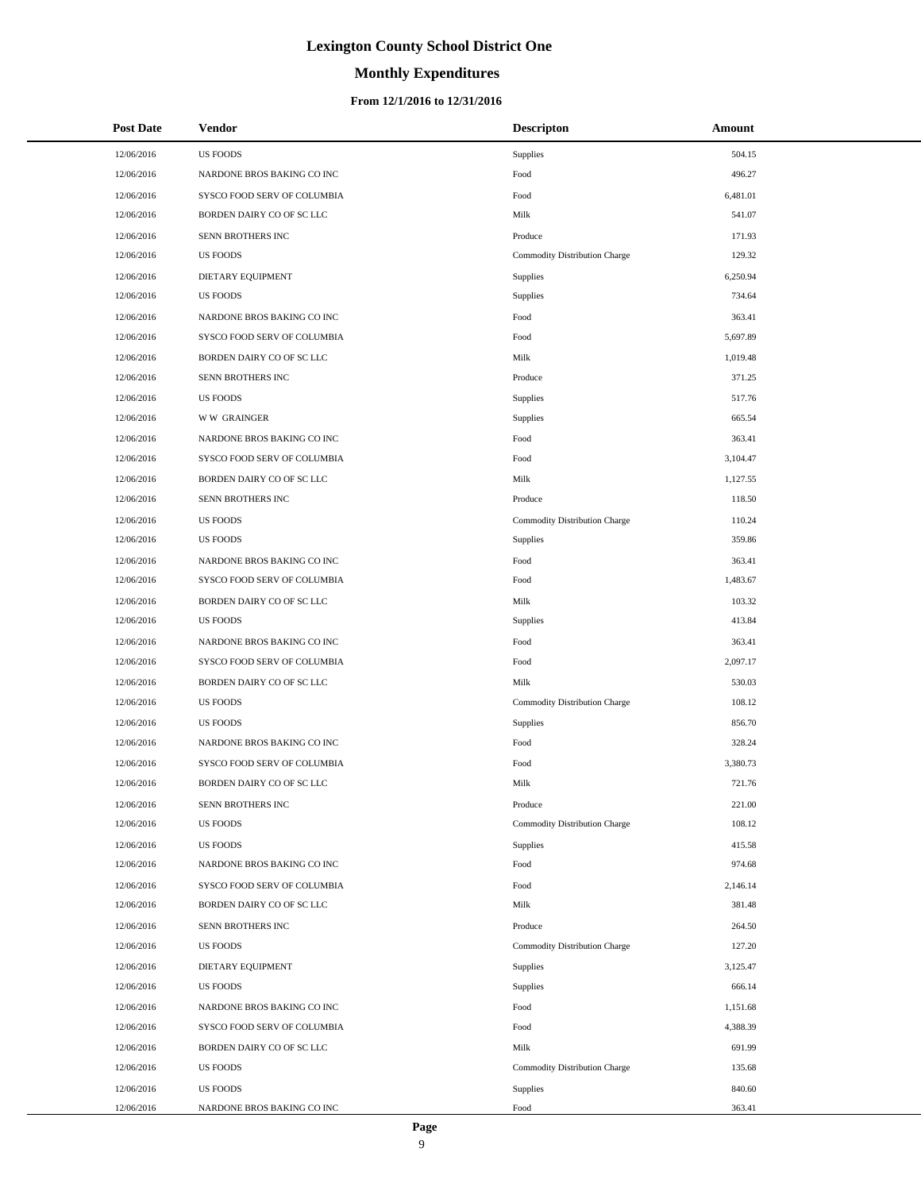# Lexington County School District One

## Monthly Expenditures

### From 12/1/2016 to 12/31/2016

| Post Date | Vendor | Descripton | Amount |
|---|---|---|---|
| 12/06/2016 | US FOODS | Supplies | 504.15 |
| 12/06/2016 | NARDONE BROS BAKING CO INC | Food | 496.27 |
| 12/06/2016 | SYSCO FOOD SERV OF COLUMBIA | Food | 6,481.01 |
| 12/06/2016 | BORDEN DAIRY CO OF SC LLC | Milk | 541.07 |
| 12/06/2016 | SENN BROTHERS INC | Produce | 171.93 |
| 12/06/2016 | US FOODS | Commodity Distribution Charge | 129.32 |
| 12/06/2016 | DIETARY EQUIPMENT | Supplies | 6,250.94 |
| 12/06/2016 | US FOODS | Supplies | 734.64 |
| 12/06/2016 | NARDONE BROS BAKING CO INC | Food | 363.41 |
| 12/06/2016 | SYSCO FOOD SERV OF COLUMBIA | Food | 5,697.89 |
| 12/06/2016 | BORDEN DAIRY CO OF SC LLC | Milk | 1,019.48 |
| 12/06/2016 | SENN BROTHERS INC | Produce | 371.25 |
| 12/06/2016 | US FOODS | Supplies | 517.76 |
| 12/06/2016 | W W GRAINGER | Supplies | 665.54 |
| 12/06/2016 | NARDONE BROS BAKING CO INC | Food | 363.41 |
| 12/06/2016 | SYSCO FOOD SERV OF COLUMBIA | Food | 3,104.47 |
| 12/06/2016 | BORDEN DAIRY CO OF SC LLC | Milk | 1,127.55 |
| 12/06/2016 | SENN BROTHERS INC | Produce | 118.50 |
| 12/06/2016 | US FOODS | Commodity Distribution Charge | 110.24 |
| 12/06/2016 | US FOODS | Supplies | 359.86 |
| 12/06/2016 | NARDONE BROS BAKING CO INC | Food | 363.41 |
| 12/06/2016 | SYSCO FOOD SERV OF COLUMBIA | Food | 1,483.67 |
| 12/06/2016 | BORDEN DAIRY CO OF SC LLC | Milk | 103.32 |
| 12/06/2016 | US FOODS | Supplies | 413.84 |
| 12/06/2016 | NARDONE BROS BAKING CO INC | Food | 363.41 |
| 12/06/2016 | SYSCO FOOD SERV OF COLUMBIA | Food | 2,097.17 |
| 12/06/2016 | BORDEN DAIRY CO OF SC LLC | Milk | 530.03 |
| 12/06/2016 | US FOODS | Commodity Distribution Charge | 108.12 |
| 12/06/2016 | US FOODS | Supplies | 856.70 |
| 12/06/2016 | NARDONE BROS BAKING CO INC | Food | 328.24 |
| 12/06/2016 | SYSCO FOOD SERV OF COLUMBIA | Food | 3,380.73 |
| 12/06/2016 | BORDEN DAIRY CO OF SC LLC | Milk | 721.76 |
| 12/06/2016 | SENN BROTHERS INC | Produce | 221.00 |
| 12/06/2016 | US FOODS | Commodity Distribution Charge | 108.12 |
| 12/06/2016 | US FOODS | Supplies | 415.58 |
| 12/06/2016 | NARDONE BROS BAKING CO INC | Food | 974.68 |
| 12/06/2016 | SYSCO FOOD SERV OF COLUMBIA | Food | 2,146.14 |
| 12/06/2016 | BORDEN DAIRY CO OF SC LLC | Milk | 381.48 |
| 12/06/2016 | SENN BROTHERS INC | Produce | 264.50 |
| 12/06/2016 | US FOODS | Commodity Distribution Charge | 127.20 |
| 12/06/2016 | DIETARY EQUIPMENT | Supplies | 3,125.47 |
| 12/06/2016 | US FOODS | Supplies | 666.14 |
| 12/06/2016 | NARDONE BROS BAKING CO INC | Food | 1,151.68 |
| 12/06/2016 | SYSCO FOOD SERV OF COLUMBIA | Food | 4,388.39 |
| 12/06/2016 | BORDEN DAIRY CO OF SC LLC | Milk | 691.99 |
| 12/06/2016 | US FOODS | Commodity Distribution Charge | 135.68 |
| 12/06/2016 | US FOODS | Supplies | 840.60 |
| 12/06/2016 | NARDONE BROS BAKING CO INC | Food | 363.41 |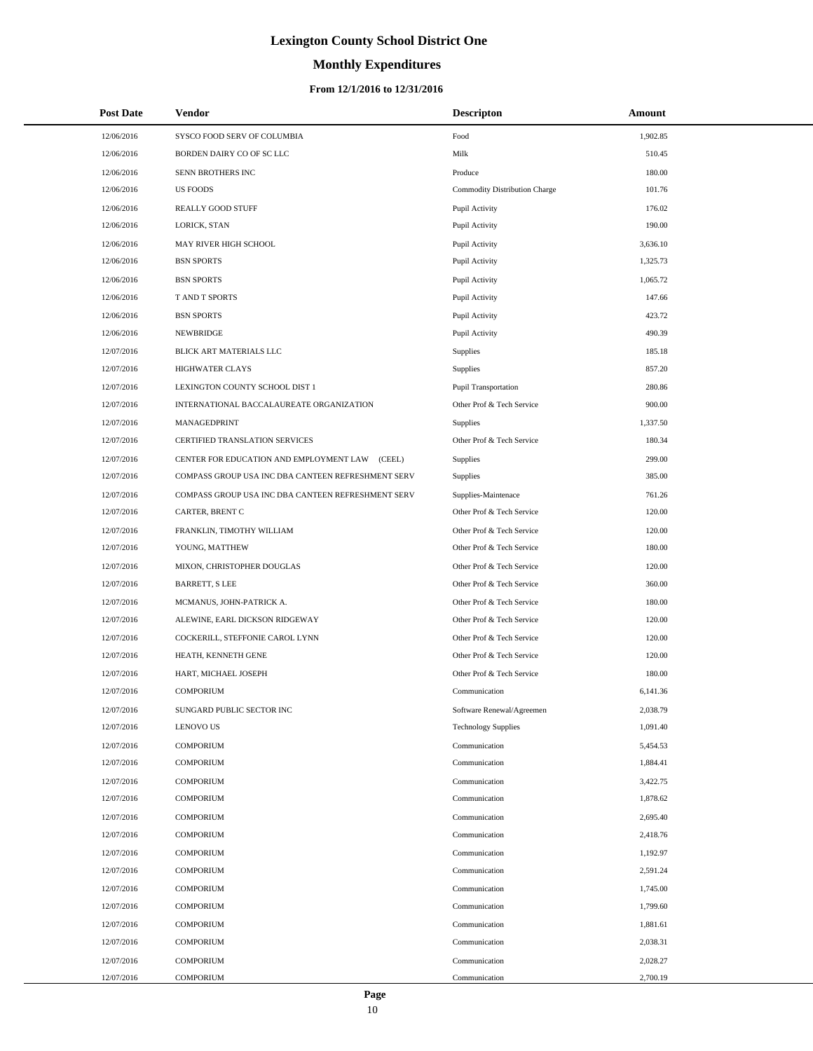# Lexington County School District One

## Monthly Expenditures

### From 12/1/2016 to 12/31/2016

| Post Date | Vendor | Descripton | Amount |
|---|---|---|---|
| 12/06/2016 | SYSCO FOOD SERV OF COLUMBIA | Food | 1,902.85 |
| 12/06/2016 | BORDEN DAIRY CO OF SC LLC | Milk | 510.45 |
| 12/06/2016 | SENN BROTHERS INC | Produce | 180.00 |
| 12/06/2016 | US FOODS | Commodity Distribution Charge | 101.76 |
| 12/06/2016 | REALLY GOOD STUFF | Pupil Activity | 176.02 |
| 12/06/2016 | LORICK, STAN | Pupil Activity | 190.00 |
| 12/06/2016 | MAY RIVER HIGH SCHOOL | Pupil Activity | 3,636.10 |
| 12/06/2016 | BSN SPORTS | Pupil Activity | 1,325.73 |
| 12/06/2016 | BSN SPORTS | Pupil Activity | 1,065.72 |
| 12/06/2016 | T AND T SPORTS | Pupil Activity | 147.66 |
| 12/06/2016 | BSN SPORTS | Pupil Activity | 423.72 |
| 12/06/2016 | NEWBRIDGE | Pupil Activity | 490.39 |
| 12/07/2016 | BLICK ART MATERIALS LLC | Supplies | 185.18 |
| 12/07/2016 | HIGHWATER CLAYS | Supplies | 857.20 |
| 12/07/2016 | LEXINGTON COUNTY SCHOOL DIST 1 | Pupil Transportation | 280.86 |
| 12/07/2016 | INTERNATIONAL BACCALAUREATE ORGANIZATION | Other Prof & Tech Service | 900.00 |
| 12/07/2016 | MANAGEDPRINT | Supplies | 1,337.50 |
| 12/07/2016 | CERTIFIED TRANSLATION SERVICES | Other Prof & Tech Service | 180.34 |
| 12/07/2016 | CENTER FOR EDUCATION AND EMPLOYMENT LAW (CEEL) | Supplies | 299.00 |
| 12/07/2016 | COMPASS GROUP USA INC DBA CANTEEN REFRESHMENT SERV | Supplies | 385.00 |
| 12/07/2016 | COMPASS GROUP USA INC DBA CANTEEN REFRESHMENT SERV | Supplies-Maintenace | 761.26 |
| 12/07/2016 | CARTER, BRENT C | Other Prof & Tech Service | 120.00 |
| 12/07/2016 | FRANKLIN, TIMOTHY WILLIAM | Other Prof & Tech Service | 120.00 |
| 12/07/2016 | YOUNG, MATTHEW | Other Prof & Tech Service | 180.00 |
| 12/07/2016 | MIXON, CHRISTOPHER DOUGLAS | Other Prof & Tech Service | 120.00 |
| 12/07/2016 | BARRETT, S LEE | Other Prof & Tech Service | 360.00 |
| 12/07/2016 | MCMANUS, JOHN-PATRICK A. | Other Prof & Tech Service | 180.00 |
| 12/07/2016 | ALEWINE, EARL DICKSON RIDGEWAY | Other Prof & Tech Service | 120.00 |
| 12/07/2016 | COCKERILL, STEFFONIE CAROL LYNN | Other Prof & Tech Service | 120.00 |
| 12/07/2016 | HEATH, KENNETH GENE | Other Prof & Tech Service | 120.00 |
| 12/07/2016 | HART, MICHAEL JOSEPH | Other Prof & Tech Service | 180.00 |
| 12/07/2016 | COMPORIUM | Communication | 6,141.36 |
| 12/07/2016 | SUNGARD PUBLIC SECTOR INC | Software Renewal/Agreemen | 2,038.79 |
| 12/07/2016 | LENOVO US | Technology Supplies | 1,091.40 |
| 12/07/2016 | COMPORIUM | Communication | 5,454.53 |
| 12/07/2016 | COMPORIUM | Communication | 1,884.41 |
| 12/07/2016 | COMPORIUM | Communication | 3,422.75 |
| 12/07/2016 | COMPORIUM | Communication | 1,878.62 |
| 12/07/2016 | COMPORIUM | Communication | 2,695.40 |
| 12/07/2016 | COMPORIUM | Communication | 2,418.76 |
| 12/07/2016 | COMPORIUM | Communication | 1,192.97 |
| 12/07/2016 | COMPORIUM | Communication | 2,591.24 |
| 12/07/2016 | COMPORIUM | Communication | 1,745.00 |
| 12/07/2016 | COMPORIUM | Communication | 1,799.60 |
| 12/07/2016 | COMPORIUM | Communication | 1,881.61 |
| 12/07/2016 | COMPORIUM | Communication | 2,038.31 |
| 12/07/2016 | COMPORIUM | Communication | 2,028.27 |
| 12/07/2016 | COMPORIUM | Communication | 2,700.19 |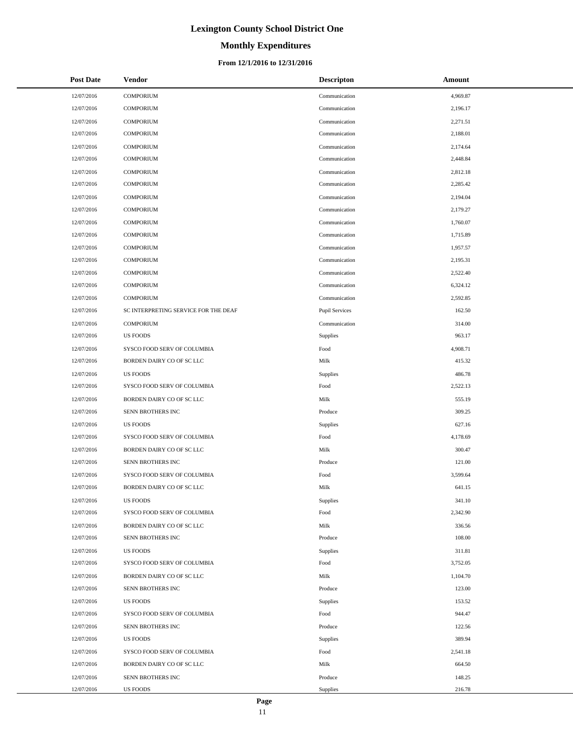# Lexington County School District One

## Monthly Expenditures

### From 12/1/2016 to 12/31/2016

| Post Date | Vendor | Descripton | Amount |
|---|---|---|---|
| 12/07/2016 | COMPORIUM | Communication | 4,969.87 |
| 12/07/2016 | COMPORIUM | Communication | 2,196.17 |
| 12/07/2016 | COMPORIUM | Communication | 2,271.51 |
| 12/07/2016 | COMPORIUM | Communication | 2,188.01 |
| 12/07/2016 | COMPORIUM | Communication | 2,174.64 |
| 12/07/2016 | COMPORIUM | Communication | 2,448.84 |
| 12/07/2016 | COMPORIUM | Communication | 2,812.18 |
| 12/07/2016 | COMPORIUM | Communication | 2,285.42 |
| 12/07/2016 | COMPORIUM | Communication | 2,194.04 |
| 12/07/2016 | COMPORIUM | Communication | 2,179.27 |
| 12/07/2016 | COMPORIUM | Communication | 1,760.07 |
| 12/07/2016 | COMPORIUM | Communication | 1,715.89 |
| 12/07/2016 | COMPORIUM | Communication | 1,957.57 |
| 12/07/2016 | COMPORIUM | Communication | 2,195.31 |
| 12/07/2016 | COMPORIUM | Communication | 2,522.40 |
| 12/07/2016 | COMPORIUM | Communication | 6,324.12 |
| 12/07/2016 | COMPORIUM | Communication | 2,592.85 |
| 12/07/2016 | SC INTERPRETING SERVICE FOR THE DEAF | Pupil Services | 162.50 |
| 12/07/2016 | COMPORIUM | Communication | 314.00 |
| 12/07/2016 | US FOODS | Supplies | 963.17 |
| 12/07/2016 | SYSCO FOOD SERV OF COLUMBIA | Food | 4,908.71 |
| 12/07/2016 | BORDEN DAIRY CO OF SC LLC | Milk | 415.32 |
| 12/07/2016 | US FOODS | Supplies | 486.78 |
| 12/07/2016 | SYSCO FOOD SERV OF COLUMBIA | Food | 2,522.13 |
| 12/07/2016 | BORDEN DAIRY CO OF SC LLC | Milk | 555.19 |
| 12/07/2016 | SENN BROTHERS INC | Produce | 309.25 |
| 12/07/2016 | US FOODS | Supplies | 627.16 |
| 12/07/2016 | SYSCO FOOD SERV OF COLUMBIA | Food | 4,178.69 |
| 12/07/2016 | BORDEN DAIRY CO OF SC LLC | Milk | 300.47 |
| 12/07/2016 | SENN BROTHERS INC | Produce | 121.00 |
| 12/07/2016 | SYSCO FOOD SERV OF COLUMBIA | Food | 3,599.64 |
| 12/07/2016 | BORDEN DAIRY CO OF SC LLC | Milk | 641.15 |
| 12/07/2016 | US FOODS | Supplies | 341.10 |
| 12/07/2016 | SYSCO FOOD SERV OF COLUMBIA | Food | 2,342.90 |
| 12/07/2016 | BORDEN DAIRY CO OF SC LLC | Milk | 336.56 |
| 12/07/2016 | SENN BROTHERS INC | Produce | 108.00 |
| 12/07/2016 | US FOODS | Supplies | 311.81 |
| 12/07/2016 | SYSCO FOOD SERV OF COLUMBIA | Food | 3,752.05 |
| 12/07/2016 | BORDEN DAIRY CO OF SC LLC | Milk | 1,104.70 |
| 12/07/2016 | SENN BROTHERS INC | Produce | 123.00 |
| 12/07/2016 | US FOODS | Supplies | 153.52 |
| 12/07/2016 | SYSCO FOOD SERV OF COLUMBIA | Food | 944.47 |
| 12/07/2016 | SENN BROTHERS INC | Produce | 122.56 |
| 12/07/2016 | US FOODS | Supplies | 389.94 |
| 12/07/2016 | SYSCO FOOD SERV OF COLUMBIA | Food | 2,541.18 |
| 12/07/2016 | BORDEN DAIRY CO OF SC LLC | Milk | 664.50 |
| 12/07/2016 | SENN BROTHERS INC | Produce | 148.25 |
| 12/07/2016 | US FOODS | Supplies | 216.78 |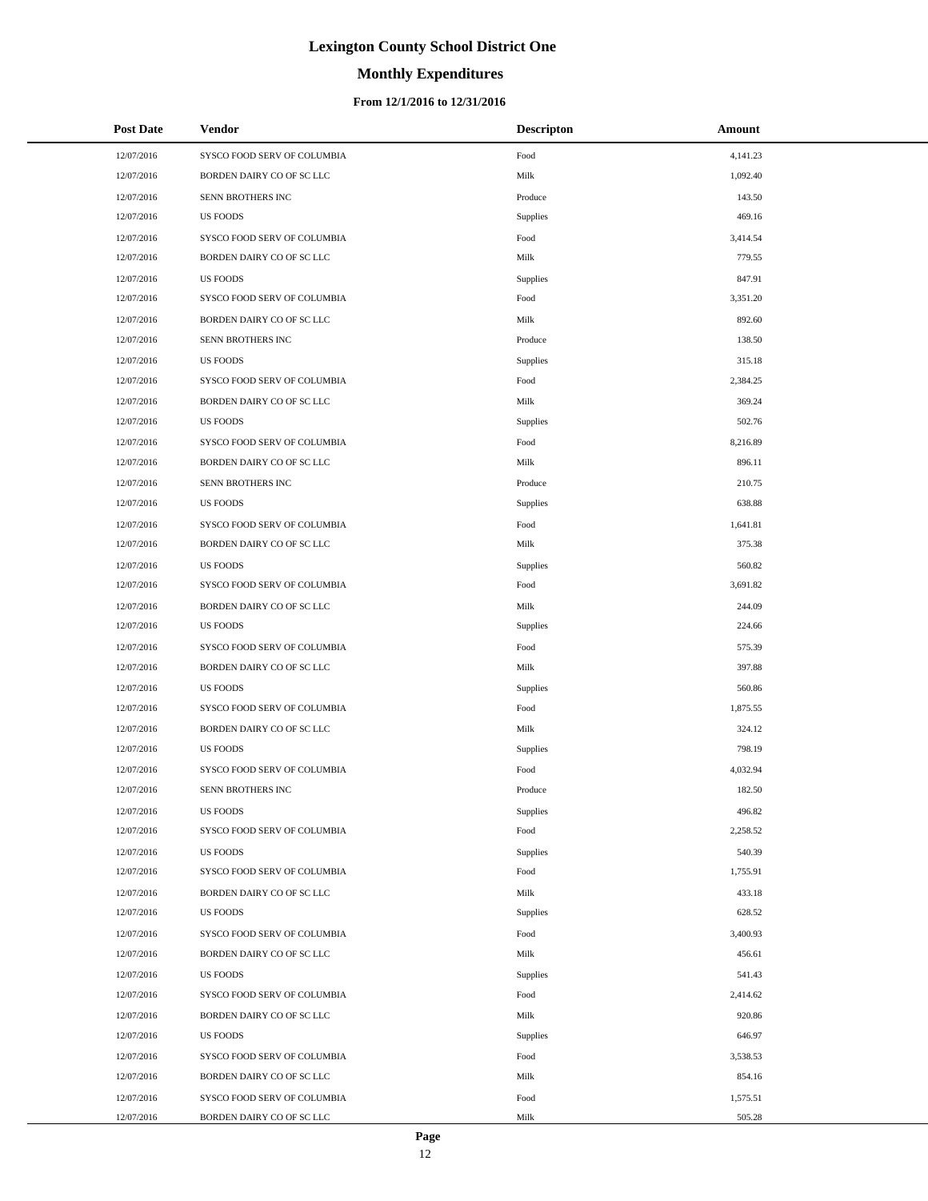# Lexington County School District One

## Monthly Expenditures

### From 12/1/2016 to 12/31/2016

| Post Date | Vendor | Descripton | Amount |
|---|---|---|---|
| 12/07/2016 | SYSCO FOOD SERV OF COLUMBIA | Food | 4,141.23 |
| 12/07/2016 | BORDEN DAIRY CO OF SC LLC | Milk | 1,092.40 |
| 12/07/2016 | SENN BROTHERS INC | Produce | 143.50 |
| 12/07/2016 | US FOODS | Supplies | 469.16 |
| 12/07/2016 | SYSCO FOOD SERV OF COLUMBIA | Food | 3,414.54 |
| 12/07/2016 | BORDEN DAIRY CO OF SC LLC | Milk | 779.55 |
| 12/07/2016 | US FOODS | Supplies | 847.91 |
| 12/07/2016 | SYSCO FOOD SERV OF COLUMBIA | Food | 3,351.20 |
| 12/07/2016 | BORDEN DAIRY CO OF SC LLC | Milk | 892.60 |
| 12/07/2016 | SENN BROTHERS INC | Produce | 138.50 |
| 12/07/2016 | US FOODS | Supplies | 315.18 |
| 12/07/2016 | SYSCO FOOD SERV OF COLUMBIA | Food | 2,384.25 |
| 12/07/2016 | BORDEN DAIRY CO OF SC LLC | Milk | 369.24 |
| 12/07/2016 | US FOODS | Supplies | 502.76 |
| 12/07/2016 | SYSCO FOOD SERV OF COLUMBIA | Food | 8,216.89 |
| 12/07/2016 | BORDEN DAIRY CO OF SC LLC | Milk | 896.11 |
| 12/07/2016 | SENN BROTHERS INC | Produce | 210.75 |
| 12/07/2016 | US FOODS | Supplies | 638.88 |
| 12/07/2016 | SYSCO FOOD SERV OF COLUMBIA | Food | 1,641.81 |
| 12/07/2016 | BORDEN DAIRY CO OF SC LLC | Milk | 375.38 |
| 12/07/2016 | US FOODS | Supplies | 560.82 |
| 12/07/2016 | SYSCO FOOD SERV OF COLUMBIA | Food | 3,691.82 |
| 12/07/2016 | BORDEN DAIRY CO OF SC LLC | Milk | 244.09 |
| 12/07/2016 | US FOODS | Supplies | 224.66 |
| 12/07/2016 | SYSCO FOOD SERV OF COLUMBIA | Food | 575.39 |
| 12/07/2016 | BORDEN DAIRY CO OF SC LLC | Milk | 397.88 |
| 12/07/2016 | US FOODS | Supplies | 560.86 |
| 12/07/2016 | SYSCO FOOD SERV OF COLUMBIA | Food | 1,875.55 |
| 12/07/2016 | BORDEN DAIRY CO OF SC LLC | Milk | 324.12 |
| 12/07/2016 | US FOODS | Supplies | 798.19 |
| 12/07/2016 | SYSCO FOOD SERV OF COLUMBIA | Food | 4,032.94 |
| 12/07/2016 | SENN BROTHERS INC | Produce | 182.50 |
| 12/07/2016 | US FOODS | Supplies | 496.82 |
| 12/07/2016 | SYSCO FOOD SERV OF COLUMBIA | Food | 2,258.52 |
| 12/07/2016 | US FOODS | Supplies | 540.39 |
| 12/07/2016 | SYSCO FOOD SERV OF COLUMBIA | Food | 1,755.91 |
| 12/07/2016 | BORDEN DAIRY CO OF SC LLC | Milk | 433.18 |
| 12/07/2016 | US FOODS | Supplies | 628.52 |
| 12/07/2016 | SYSCO FOOD SERV OF COLUMBIA | Food | 3,400.93 |
| 12/07/2016 | BORDEN DAIRY CO OF SC LLC | Milk | 456.61 |
| 12/07/2016 | US FOODS | Supplies | 541.43 |
| 12/07/2016 | SYSCO FOOD SERV OF COLUMBIA | Food | 2,414.62 |
| 12/07/2016 | BORDEN DAIRY CO OF SC LLC | Milk | 920.86 |
| 12/07/2016 | US FOODS | Supplies | 646.97 |
| 12/07/2016 | SYSCO FOOD SERV OF COLUMBIA | Food | 3,538.53 |
| 12/07/2016 | BORDEN DAIRY CO OF SC LLC | Milk | 854.16 |
| 12/07/2016 | SYSCO FOOD SERV OF COLUMBIA | Food | 1,575.51 |
| 12/07/2016 | BORDEN DAIRY CO OF SC LLC | Milk | 505.28 |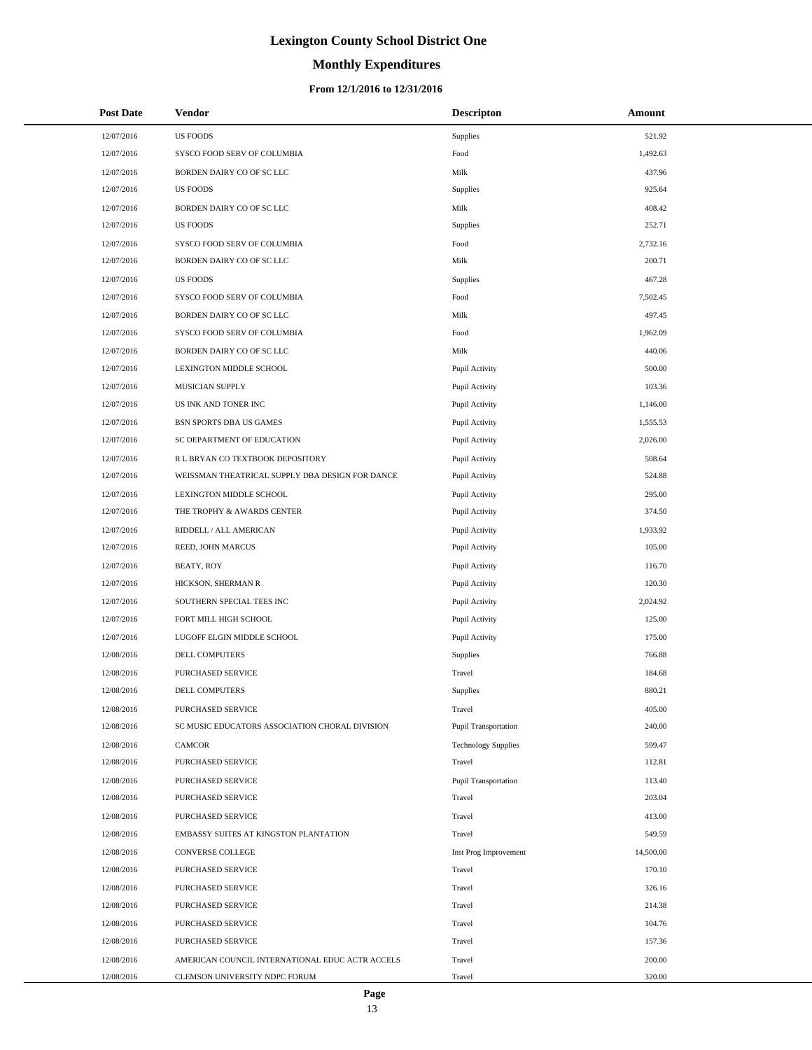# Lexington County School District One

## Monthly Expenditures

### From 12/1/2016 to 12/31/2016

| Post Date | Vendor | Descripton | Amount |
|---|---|---|---|
| 12/07/2016 | US FOODS | Supplies | 521.92 |
| 12/07/2016 | SYSCO FOOD SERV OF COLUMBIA | Food | 1,492.63 |
| 12/07/2016 | BORDEN DAIRY CO OF SC LLC | Milk | 437.96 |
| 12/07/2016 | US FOODS | Supplies | 925.64 |
| 12/07/2016 | BORDEN DAIRY CO OF SC LLC | Milk | 408.42 |
| 12/07/2016 | US FOODS | Supplies | 252.71 |
| 12/07/2016 | SYSCO FOOD SERV OF COLUMBIA | Food | 2,732.16 |
| 12/07/2016 | BORDEN DAIRY CO OF SC LLC | Milk | 200.71 |
| 12/07/2016 | US FOODS | Supplies | 467.28 |
| 12/07/2016 | SYSCO FOOD SERV OF COLUMBIA | Food | 7,502.45 |
| 12/07/2016 | BORDEN DAIRY CO OF SC LLC | Milk | 497.45 |
| 12/07/2016 | SYSCO FOOD SERV OF COLUMBIA | Food | 1,962.09 |
| 12/07/2016 | BORDEN DAIRY CO OF SC LLC | Milk | 440.06 |
| 12/07/2016 | LEXINGTON MIDDLE SCHOOL | Pupil Activity | 500.00 |
| 12/07/2016 | MUSICIAN SUPPLY | Pupil Activity | 103.36 |
| 12/07/2016 | US INK AND TONER INC | Pupil Activity | 1,146.00 |
| 12/07/2016 | BSN SPORTS DBA US GAMES | Pupil Activity | 1,555.53 |
| 12/07/2016 | SC DEPARTMENT OF EDUCATION | Pupil Activity | 2,026.00 |
| 12/07/2016 | R L BRYAN CO TEXTBOOK DEPOSITORY | Pupil Activity | 508.64 |
| 12/07/2016 | WEISSMAN THEATRICAL SUPPLY DBA DESIGN FOR DANCE | Pupil Activity | 524.88 |
| 12/07/2016 | LEXINGTON MIDDLE SCHOOL | Pupil Activity | 295.00 |
| 12/07/2016 | THE TROPHY & AWARDS CENTER | Pupil Activity | 374.50 |
| 12/07/2016 | RIDDELL / ALL AMERICAN | Pupil Activity | 1,933.92 |
| 12/07/2016 | REED, JOHN MARCUS | Pupil Activity | 105.00 |
| 12/07/2016 | BEATY, ROY | Pupil Activity | 116.70 |
| 12/07/2016 | HICKSON, SHERMAN R | Pupil Activity | 120.30 |
| 12/07/2016 | SOUTHERN SPECIAL TEES INC | Pupil Activity | 2,024.92 |
| 12/07/2016 | FORT MILL HIGH SCHOOL | Pupil Activity | 125.00 |
| 12/07/2016 | LUGOFF ELGIN MIDDLE SCHOOL | Pupil Activity | 175.00 |
| 12/08/2016 | DELL COMPUTERS | Supplies | 766.88 |
| 12/08/2016 | PURCHASED SERVICE | Travel | 184.68 |
| 12/08/2016 | DELL COMPUTERS | Supplies | 880.21 |
| 12/08/2016 | PURCHASED SERVICE | Travel | 405.00 |
| 12/08/2016 | SC MUSIC EDUCATORS ASSOCIATION CHORAL DIVISION | Pupil Transportation | 240.00 |
| 12/08/2016 | CAMCOR | Technology Supplies | 599.47 |
| 12/08/2016 | PURCHASED SERVICE | Travel | 112.81 |
| 12/08/2016 | PURCHASED SERVICE | Pupil Transportation | 113.40 |
| 12/08/2016 | PURCHASED SERVICE | Travel | 203.04 |
| 12/08/2016 | PURCHASED SERVICE | Travel | 413.00 |
| 12/08/2016 | EMBASSY SUITES AT KINGSTON PLANTATION | Travel | 549.59 |
| 12/08/2016 | CONVERSE COLLEGE | Inst Prog Improvement | 14,500.00 |
| 12/08/2016 | PURCHASED SERVICE | Travel | 170.10 |
| 12/08/2016 | PURCHASED SERVICE | Travel | 326.16 |
| 12/08/2016 | PURCHASED SERVICE | Travel | 214.38 |
| 12/08/2016 | PURCHASED SERVICE | Travel | 104.76 |
| 12/08/2016 | PURCHASED SERVICE | Travel | 157.36 |
| 12/08/2016 | AMERICAN COUNCIL INTERNATIONAL EDUC ACTR ACCELS | Travel | 200.00 |
| 12/08/2016 | CLEMSON UNIVERSITY NDPC FORUM | Travel | 320.00 |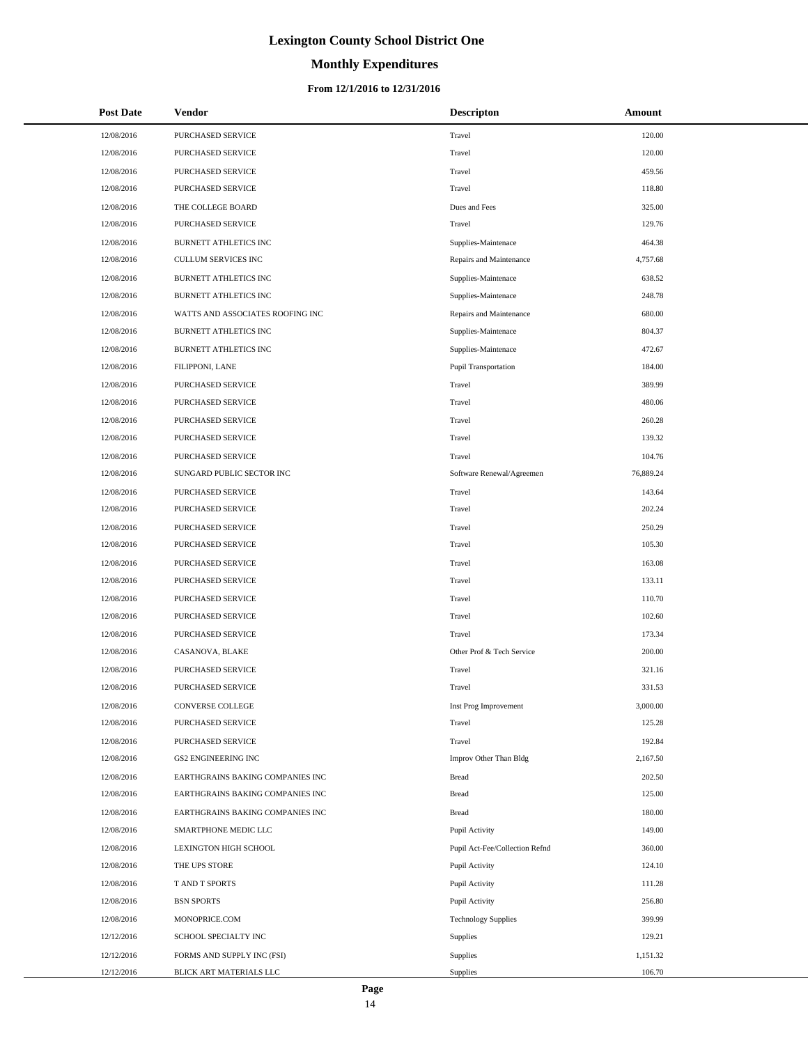# Lexington County School District One

## Monthly Expenditures

### From 12/1/2016 to 12/31/2016

| Post Date | Vendor | Descripton | Amount |
|---|---|---|---|
| 12/08/2016 | PURCHASED SERVICE | Travel | 120.00 |
| 12/08/2016 | PURCHASED SERVICE | Travel | 120.00 |
| 12/08/2016 | PURCHASED SERVICE | Travel | 459.56 |
| 12/08/2016 | PURCHASED SERVICE | Travel | 118.80 |
| 12/08/2016 | THE COLLEGE BOARD | Dues and Fees | 325.00 |
| 12/08/2016 | PURCHASED SERVICE | Travel | 129.76 |
| 12/08/2016 | BURNETT ATHLETICS INC | Supplies-Maintenace | 464.38 |
| 12/08/2016 | CULLUM SERVICES INC | Repairs and Maintenance | 4,757.68 |
| 12/08/2016 | BURNETT ATHLETICS INC | Supplies-Maintenace | 638.52 |
| 12/08/2016 | BURNETT ATHLETICS INC | Supplies-Maintenace | 248.78 |
| 12/08/2016 | WATTS AND ASSOCIATES ROOFING INC | Repairs and Maintenance | 680.00 |
| 12/08/2016 | BURNETT ATHLETICS INC | Supplies-Maintenace | 804.37 |
| 12/08/2016 | BURNETT ATHLETICS INC | Supplies-Maintenace | 472.67 |
| 12/08/2016 | FILIPPONI, LANE | Pupil Transportation | 184.00 |
| 12/08/2016 | PURCHASED SERVICE | Travel | 389.99 |
| 12/08/2016 | PURCHASED SERVICE | Travel | 480.06 |
| 12/08/2016 | PURCHASED SERVICE | Travel | 260.28 |
| 12/08/2016 | PURCHASED SERVICE | Travel | 139.32 |
| 12/08/2016 | PURCHASED SERVICE | Travel | 104.76 |
| 12/08/2016 | SUNGARD PUBLIC SECTOR INC | Software Renewal/Agreemen | 76,889.24 |
| 12/08/2016 | PURCHASED SERVICE | Travel | 143.64 |
| 12/08/2016 | PURCHASED SERVICE | Travel | 202.24 |
| 12/08/2016 | PURCHASED SERVICE | Travel | 250.29 |
| 12/08/2016 | PURCHASED SERVICE | Travel | 105.30 |
| 12/08/2016 | PURCHASED SERVICE | Travel | 163.08 |
| 12/08/2016 | PURCHASED SERVICE | Travel | 133.11 |
| 12/08/2016 | PURCHASED SERVICE | Travel | 110.70 |
| 12/08/2016 | PURCHASED SERVICE | Travel | 102.60 |
| 12/08/2016 | PURCHASED SERVICE | Travel | 173.34 |
| 12/08/2016 | CASANOVA, BLAKE | Other Prof & Tech Service | 200.00 |
| 12/08/2016 | PURCHASED SERVICE | Travel | 321.16 |
| 12/08/2016 | PURCHASED SERVICE | Travel | 331.53 |
| 12/08/2016 | CONVERSE COLLEGE | Inst Prog Improvement | 3,000.00 |
| 12/08/2016 | PURCHASED SERVICE | Travel | 125.28 |
| 12/08/2016 | PURCHASED SERVICE | Travel | 192.84 |
| 12/08/2016 | GS2 ENGINEERING INC | Improv Other Than Bldg | 2,167.50 |
| 12/08/2016 | EARTHGRAINS BAKING COMPANIES INC | Bread | 202.50 |
| 12/08/2016 | EARTHGRAINS BAKING COMPANIES INC | Bread | 125.00 |
| 12/08/2016 | EARTHGRAINS BAKING COMPANIES INC | Bread | 180.00 |
| 12/08/2016 | SMARTPHONE MEDIC LLC | Pupil Activity | 149.00 |
| 12/08/2016 | LEXINGTON HIGH SCHOOL | Pupil Act-Fee/Collection Refnd | 360.00 |
| 12/08/2016 | THE UPS STORE | Pupil Activity | 124.10 |
| 12/08/2016 | T AND T SPORTS | Pupil Activity | 111.28 |
| 12/08/2016 | BSN SPORTS | Pupil Activity | 256.80 |
| 12/08/2016 | MONOPRICE.COM | Technology Supplies | 399.99 |
| 12/12/2016 | SCHOOL SPECIALTY INC | Supplies | 129.21 |
| 12/12/2016 | FORMS AND SUPPLY INC (FSI) | Supplies | 1,151.32 |
| 12/12/2016 | BLICK ART MATERIALS LLC | Supplies | 106.70 |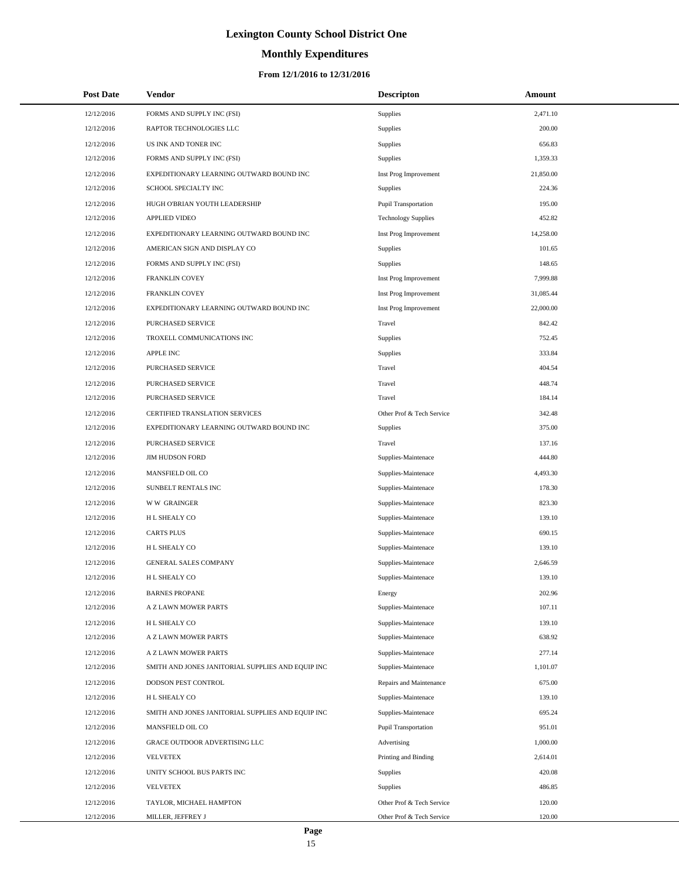# Lexington County School District One

## Monthly Expenditures

### From 12/1/2016 to 12/31/2016

| Post Date | Vendor | Descripton | Amount |
|---|---|---|---|
| 12/12/2016 | FORMS AND SUPPLY INC (FSI) | Supplies | 2,471.10 |
| 12/12/2016 | RAPTOR TECHNOLOGIES LLC | Supplies | 200.00 |
| 12/12/2016 | US INK AND TONER INC | Supplies | 656.83 |
| 12/12/2016 | FORMS AND SUPPLY INC (FSI) | Supplies | 1,359.33 |
| 12/12/2016 | EXPEDITIONARY LEARNING OUTWARD BOUND INC | Inst Prog Improvement | 21,850.00 |
| 12/12/2016 | SCHOOL SPECIALTY INC | Supplies | 224.36 |
| 12/12/2016 | HUGH O'BRIAN YOUTH LEADERSHIP | Pupil Transportation | 195.00 |
| 12/12/2016 | APPLIED VIDEO | Technology Supplies | 452.82 |
| 12/12/2016 | EXPEDITIONARY LEARNING OUTWARD BOUND INC | Inst Prog Improvement | 14,258.00 |
| 12/12/2016 | AMERICAN SIGN AND DISPLAY CO | Supplies | 101.65 |
| 12/12/2016 | FORMS AND SUPPLY INC (FSI) | Supplies | 148.65 |
| 12/12/2016 | FRANKLIN COVEY | Inst Prog Improvement | 7,999.88 |
| 12/12/2016 | FRANKLIN COVEY | Inst Prog Improvement | 31,085.44 |
| 12/12/2016 | EXPEDITIONARY LEARNING OUTWARD BOUND INC | Inst Prog Improvement | 22,000.00 |
| 12/12/2016 | PURCHASED SERVICE | Travel | 842.42 |
| 12/12/2016 | TROXELL COMMUNICATIONS INC | Supplies | 752.45 |
| 12/12/2016 | APPLE INC | Supplies | 333.84 |
| 12/12/2016 | PURCHASED SERVICE | Travel | 404.54 |
| 12/12/2016 | PURCHASED SERVICE | Travel | 448.74 |
| 12/12/2016 | PURCHASED SERVICE | Travel | 184.14 |
| 12/12/2016 | CERTIFIED TRANSLATION SERVICES | Other Prof & Tech Service | 342.48 |
| 12/12/2016 | EXPEDITIONARY LEARNING OUTWARD BOUND INC | Supplies | 375.00 |
| 12/12/2016 | PURCHASED SERVICE | Travel | 137.16 |
| 12/12/2016 | JIM HUDSON FORD | Supplies-Maintenace | 444.80 |
| 12/12/2016 | MANSFIELD OIL CO | Supplies-Maintenace | 4,493.30 |
| 12/12/2016 | SUNBELT RENTALS INC | Supplies-Maintenace | 178.30 |
| 12/12/2016 | W W GRAINGER | Supplies-Maintenace | 823.30 |
| 12/12/2016 | H L SHEALY CO | Supplies-Maintenace | 139.10 |
| 12/12/2016 | CARTS PLUS | Supplies-Maintenace | 690.15 |
| 12/12/2016 | H L SHEALY CO | Supplies-Maintenace | 139.10 |
| 12/12/2016 | GENERAL SALES COMPANY | Supplies-Maintenace | 2,646.59 |
| 12/12/2016 | H L SHEALY CO | Supplies-Maintenace | 139.10 |
| 12/12/2016 | BARNES PROPANE | Energy | 202.96 |
| 12/12/2016 | A Z LAWN MOWER PARTS | Supplies-Maintenace | 107.11 |
| 12/12/2016 | H L SHEALY CO | Supplies-Maintenace | 139.10 |
| 12/12/2016 | A Z LAWN MOWER PARTS | Supplies-Maintenace | 638.92 |
| 12/12/2016 | A Z LAWN MOWER PARTS | Supplies-Maintenace | 277.14 |
| 12/12/2016 | SMITH AND JONES JANITORIAL SUPPLIES AND EQUIP INC | Supplies-Maintenace | 1,101.07 |
| 12/12/2016 | DODSON PEST CONTROL | Repairs and Maintenance | 675.00 |
| 12/12/2016 | H L SHEALY CO | Supplies-Maintenace | 139.10 |
| 12/12/2016 | SMITH AND JONES JANITORIAL SUPPLIES AND EQUIP INC | Supplies-Maintenace | 695.24 |
| 12/12/2016 | MANSFIELD OIL CO | Pupil Transportation | 951.01 |
| 12/12/2016 | GRACE OUTDOOR ADVERTISING LLC | Advertising | 1,000.00 |
| 12/12/2016 | VELVETEX | Printing and Binding | 2,614.01 |
| 12/12/2016 | UNITY SCHOOL BUS PARTS INC | Supplies | 420.08 |
| 12/12/2016 | VELVETEX | Supplies | 486.85 |
| 12/12/2016 | TAYLOR, MICHAEL HAMPTON | Other Prof & Tech Service | 120.00 |
| 12/12/2016 | MILLER, JEFFREY J | Other Prof & Tech Service | 120.00 |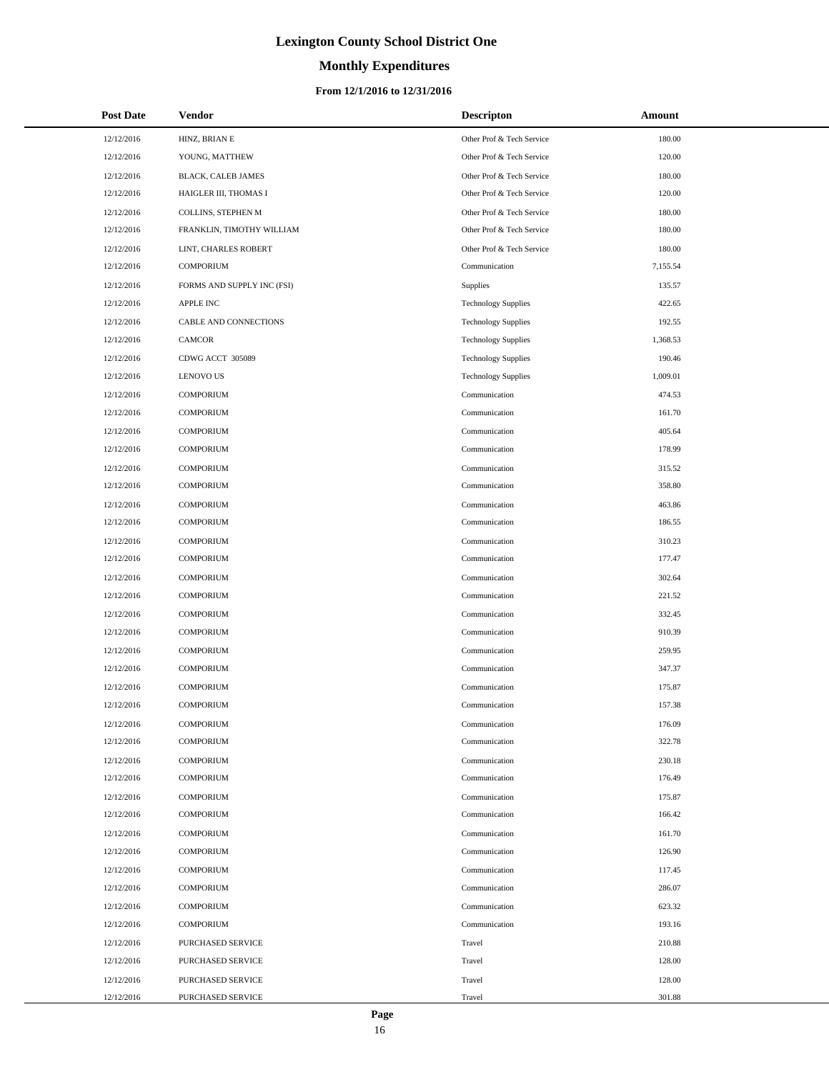# Lexington County School District One

## Monthly Expenditures

### From 12/1/2016 to 12/31/2016

| Post Date | Vendor | Descripton | Amount |
|---|---|---|---|
| 12/12/2016 | HINZ, BRIAN E | Other Prof & Tech Service | 180.00 |
| 12/12/2016 | YOUNG, MATTHEW | Other Prof & Tech Service | 120.00 |
| 12/12/2016 | BLACK, CALEB JAMES | Other Prof & Tech Service | 180.00 |
| 12/12/2016 | HAIGLER III, THOMAS I | Other Prof & Tech Service | 120.00 |
| 12/12/2016 | COLLINS, STEPHEN M | Other Prof & Tech Service | 180.00 |
| 12/12/2016 | FRANKLIN, TIMOTHY WILLIAM | Other Prof & Tech Service | 180.00 |
| 12/12/2016 | LINT, CHARLES ROBERT | Other Prof & Tech Service | 180.00 |
| 12/12/2016 | COMPORIUM | Communication | 7,155.54 |
| 12/12/2016 | FORMS AND SUPPLY INC (FSI) | Supplies | 135.57 |
| 12/12/2016 | APPLE INC | Technology Supplies | 422.65 |
| 12/12/2016 | CABLE AND CONNECTIONS | Technology Supplies | 192.55 |
| 12/12/2016 | CAMCOR | Technology Supplies | 1,368.53 |
| 12/12/2016 | CDWG ACCT 305089 | Technology Supplies | 190.46 |
| 12/12/2016 | LENOVO US | Technology Supplies | 1,009.01 |
| 12/12/2016 | COMPORIUM | Communication | 474.53 |
| 12/12/2016 | COMPORIUM | Communication | 161.70 |
| 12/12/2016 | COMPORIUM | Communication | 405.64 |
| 12/12/2016 | COMPORIUM | Communication | 178.99 |
| 12/12/2016 | COMPORIUM | Communication | 315.52 |
| 12/12/2016 | COMPORIUM | Communication | 358.80 |
| 12/12/2016 | COMPORIUM | Communication | 463.86 |
| 12/12/2016 | COMPORIUM | Communication | 186.55 |
| 12/12/2016 | COMPORIUM | Communication | 310.23 |
| 12/12/2016 | COMPORIUM | Communication | 177.47 |
| 12/12/2016 | COMPORIUM | Communication | 302.64 |
| 12/12/2016 | COMPORIUM | Communication | 221.52 |
| 12/12/2016 | COMPORIUM | Communication | 332.45 |
| 12/12/2016 | COMPORIUM | Communication | 910.39 |
| 12/12/2016 | COMPORIUM | Communication | 259.95 |
| 12/12/2016 | COMPORIUM | Communication | 347.37 |
| 12/12/2016 | COMPORIUM | Communication | 175.87 |
| 12/12/2016 | COMPORIUM | Communication | 157.38 |
| 12/12/2016 | COMPORIUM | Communication | 176.09 |
| 12/12/2016 | COMPORIUM | Communication | 322.78 |
| 12/12/2016 | COMPORIUM | Communication | 230.18 |
| 12/12/2016 | COMPORIUM | Communication | 176.49 |
| 12/12/2016 | COMPORIUM | Communication | 175.87 |
| 12/12/2016 | COMPORIUM | Communication | 166.42 |
| 12/12/2016 | COMPORIUM | Communication | 161.70 |
| 12/12/2016 | COMPORIUM | Communication | 126.90 |
| 12/12/2016 | COMPORIUM | Communication | 117.45 |
| 12/12/2016 | COMPORIUM | Communication | 286.07 |
| 12/12/2016 | COMPORIUM | Communication | 623.32 |
| 12/12/2016 | COMPORIUM | Communication | 193.16 |
| 12/12/2016 | PURCHASED SERVICE | Travel | 210.88 |
| 12/12/2016 | PURCHASED SERVICE | Travel | 128.00 |
| 12/12/2016 | PURCHASED SERVICE | Travel | 128.00 |
| 12/12/2016 | PURCHASED SERVICE | Travel | 301.88 |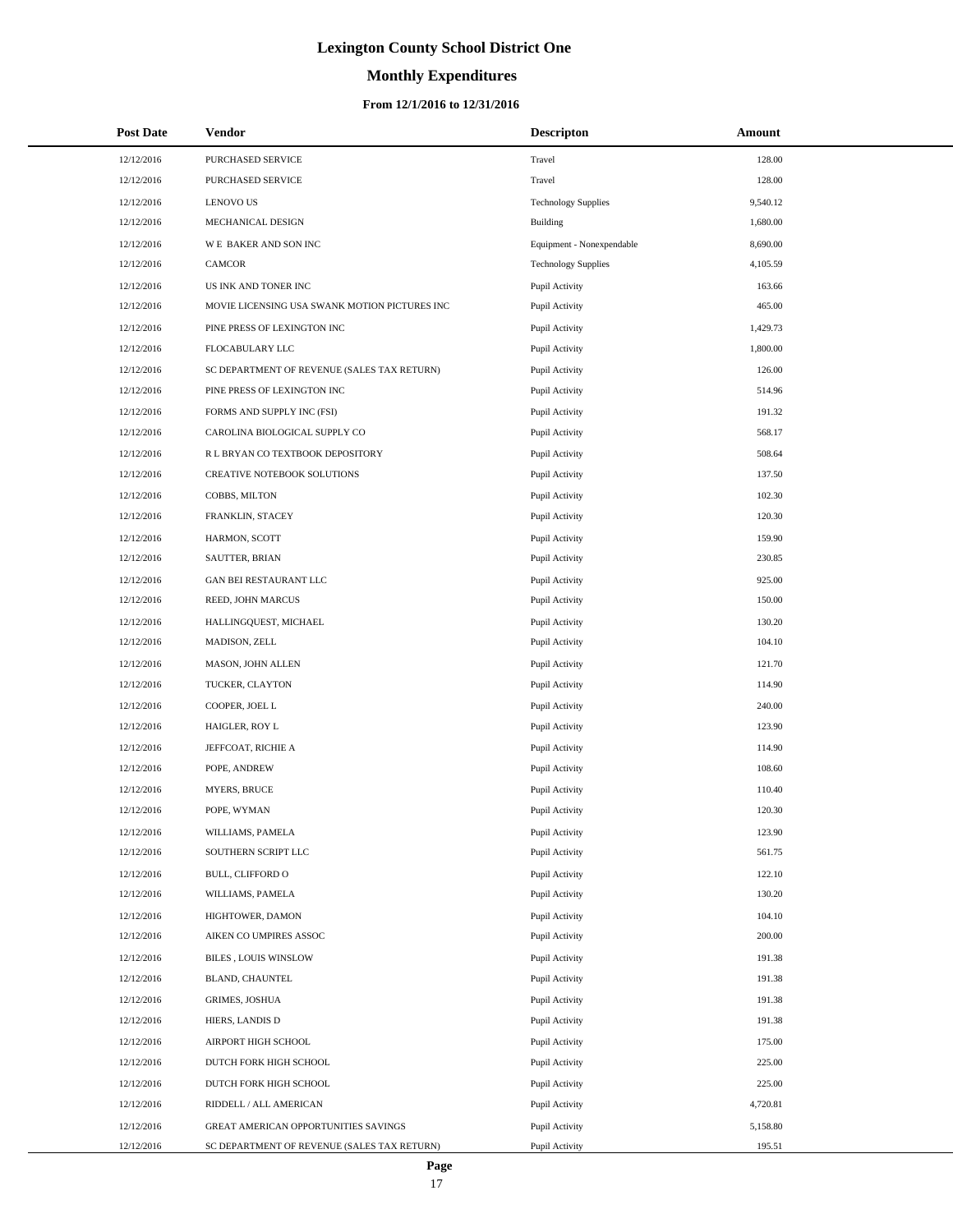# Lexington County School District One

## Monthly Expenditures

### From 12/1/2016 to 12/31/2016

| Post Date | Vendor | Descripton | Amount |
|---|---|---|---|
| 12/12/2016 | PURCHASED SERVICE | Travel | 128.00 |
| 12/12/2016 | PURCHASED SERVICE | Travel | 128.00 |
| 12/12/2016 | LENOVO US | Technology Supplies | 9,540.12 |
| 12/12/2016 | MECHANICAL DESIGN | Building | 1,680.00 |
| 12/12/2016 | W E BAKER AND SON INC | Equipment - Nonexpendable | 8,690.00 |
| 12/12/2016 | CAMCOR | Technology Supplies | 4,105.59 |
| 12/12/2016 | US INK AND TONER INC | Pupil Activity | 163.66 |
| 12/12/2016 | MOVIE LICENSING USA SWANK MOTION PICTURES INC | Pupil Activity | 465.00 |
| 12/12/2016 | PINE PRESS OF LEXINGTON INC | Pupil Activity | 1,429.73 |
| 12/12/2016 | FLOCABULARY LLC | Pupil Activity | 1,800.00 |
| 12/12/2016 | SC DEPARTMENT OF REVENUE (SALES TAX RETURN) | Pupil Activity | 126.00 |
| 12/12/2016 | PINE PRESS OF LEXINGTON INC | Pupil Activity | 514.96 |
| 12/12/2016 | FORMS AND SUPPLY INC (FSI) | Pupil Activity | 191.32 |
| 12/12/2016 | CAROLINA BIOLOGICAL SUPPLY CO | Pupil Activity | 568.17 |
| 12/12/2016 | R L BRYAN CO TEXTBOOK DEPOSITORY | Pupil Activity | 508.64 |
| 12/12/2016 | CREATIVE NOTEBOOK SOLUTIONS | Pupil Activity | 137.50 |
| 12/12/2016 | COBBS, MILTON | Pupil Activity | 102.30 |
| 12/12/2016 | FRANKLIN, STACEY | Pupil Activity | 120.30 |
| 12/12/2016 | HARMON, SCOTT | Pupil Activity | 159.90 |
| 12/12/2016 | SAUTTER, BRIAN | Pupil Activity | 230.85 |
| 12/12/2016 | GAN BEI RESTAURANT LLC | Pupil Activity | 925.00 |
| 12/12/2016 | REED, JOHN MARCUS | Pupil Activity | 150.00 |
| 12/12/2016 | HALLINGQUEST, MICHAEL | Pupil Activity | 130.20 |
| 12/12/2016 | MADISON, ZELL | Pupil Activity | 104.10 |
| 12/12/2016 | MASON, JOHN ALLEN | Pupil Activity | 121.70 |
| 12/12/2016 | TUCKER, CLAYTON | Pupil Activity | 114.90 |
| 12/12/2016 | COOPER, JOEL L | Pupil Activity | 240.00 |
| 12/12/2016 | HAIGLER, ROY L | Pupil Activity | 123.90 |
| 12/12/2016 | JEFFCOAT, RICHIE A | Pupil Activity | 114.90 |
| 12/12/2016 | POPE, ANDREW | Pupil Activity | 108.60 |
| 12/12/2016 | MYERS, BRUCE | Pupil Activity | 110.40 |
| 12/12/2016 | POPE, WYMAN | Pupil Activity | 120.30 |
| 12/12/2016 | WILLIAMS, PAMELA | Pupil Activity | 123.90 |
| 12/12/2016 | SOUTHERN SCRIPT LLC | Pupil Activity | 561.75 |
| 12/12/2016 | BULL, CLIFFORD O | Pupil Activity | 122.10 |
| 12/12/2016 | WILLIAMS, PAMELA | Pupil Activity | 130.20 |
| 12/12/2016 | HIGHTOWER, DAMON | Pupil Activity | 104.10 |
| 12/12/2016 | AIKEN CO UMPIRES ASSOC | Pupil Activity | 200.00 |
| 12/12/2016 | BILES , LOUIS WINSLOW | Pupil Activity | 191.38 |
| 12/12/2016 | BLAND, CHAUNTEL | Pupil Activity | 191.38 |
| 12/12/2016 | GRIMES, JOSHUA | Pupil Activity | 191.38 |
| 12/12/2016 | HIERS, LANDIS D | Pupil Activity | 191.38 |
| 12/12/2016 | AIRPORT HIGH SCHOOL | Pupil Activity | 175.00 |
| 12/12/2016 | DUTCH FORK HIGH SCHOOL | Pupil Activity | 225.00 |
| 12/12/2016 | DUTCH FORK HIGH SCHOOL | Pupil Activity | 225.00 |
| 12/12/2016 | RIDDELL / ALL AMERICAN | Pupil Activity | 4,720.81 |
| 12/12/2016 | GREAT AMERICAN OPPORTUNITIES SAVINGS | Pupil Activity | 5,158.80 |
| 12/12/2016 | SC DEPARTMENT OF REVENUE (SALES TAX RETURN) | Pupil Activity | 195.51 |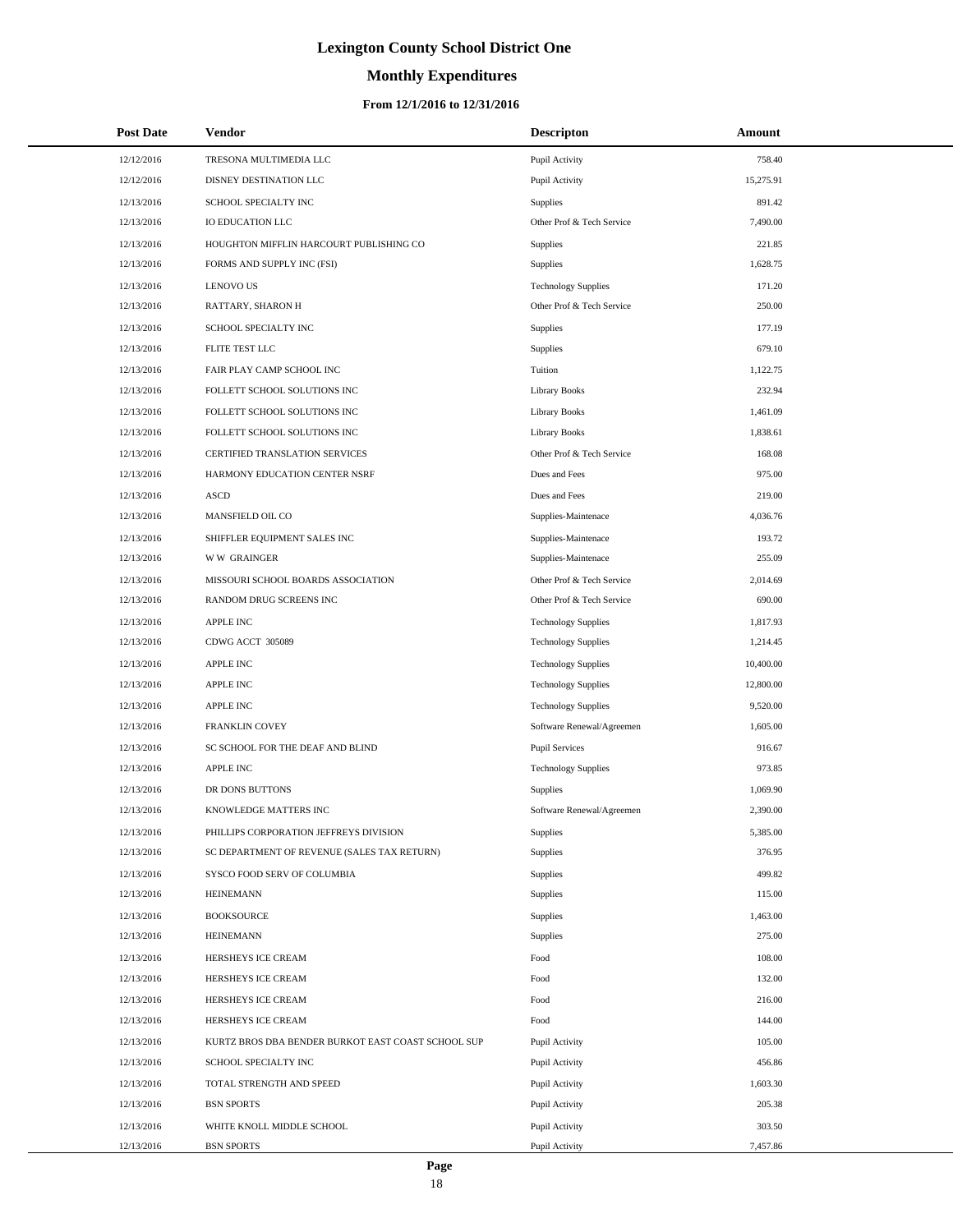# Lexington County School District One

## Monthly Expenditures

### From 12/1/2016 to 12/31/2016

| Post Date | Vendor | Descripton | Amount |
| --- | --- | --- | --- |
| 12/12/2016 | TRESONA MULTIMEDIA LLC | Pupil Activity | 758.40 |
| 12/12/2016 | DISNEY DESTINATION LLC | Pupil Activity | 15,275.91 |
| 12/13/2016 | SCHOOL SPECIALTY INC | Supplies | 891.42 |
| 12/13/2016 | IO EDUCATION LLC | Other Prof & Tech Service | 7,490.00 |
| 12/13/2016 | HOUGHTON MIFFLIN HARCOURT PUBLISHING CO | Supplies | 221.85 |
| 12/13/2016 | FORMS AND SUPPLY INC (FSI) | Supplies | 1,628.75 |
| 12/13/2016 | LENOVO US | Technology Supplies | 171.20 |
| 12/13/2016 | RATTARY, SHARON H | Other Prof & Tech Service | 250.00 |
| 12/13/2016 | SCHOOL SPECIALTY INC | Supplies | 177.19 |
| 12/13/2016 | FLITE TEST LLC | Supplies | 679.10 |
| 12/13/2016 | FAIR PLAY CAMP SCHOOL INC | Tuition | 1,122.75 |
| 12/13/2016 | FOLLETT SCHOOL SOLUTIONS INC | Library Books | 232.94 |
| 12/13/2016 | FOLLETT SCHOOL SOLUTIONS INC | Library Books | 1,461.09 |
| 12/13/2016 | FOLLETT SCHOOL SOLUTIONS INC | Library Books | 1,838.61 |
| 12/13/2016 | CERTIFIED TRANSLATION SERVICES | Other Prof & Tech Service | 168.08 |
| 12/13/2016 | HARMONY EDUCATION CENTER NSRF | Dues and Fees | 975.00 |
| 12/13/2016 | ASCD | Dues and Fees | 219.00 |
| 12/13/2016 | MANSFIELD OIL CO | Supplies-Maintenace | 4,036.76 |
| 12/13/2016 | SHIFFLER EQUIPMENT SALES INC | Supplies-Maintenace | 193.72 |
| 12/13/2016 | W W GRAINGER | Supplies-Maintenace | 255.09 |
| 12/13/2016 | MISSOURI SCHOOL BOARDS ASSOCIATION | Other Prof & Tech Service | 2,014.69 |
| 12/13/2016 | RANDOM DRUG SCREENS INC | Other Prof & Tech Service | 690.00 |
| 12/13/2016 | APPLE INC | Technology Supplies | 1,817.93 |
| 12/13/2016 | CDWG ACCT 305089 | Technology Supplies | 1,214.45 |
| 12/13/2016 | APPLE INC | Technology Supplies | 10,400.00 |
| 12/13/2016 | APPLE INC | Technology Supplies | 12,800.00 |
| 12/13/2016 | APPLE INC | Technology Supplies | 9,520.00 |
| 12/13/2016 | FRANKLIN COVEY | Software Renewal/Agreemen | 1,605.00 |
| 12/13/2016 | SC SCHOOL FOR THE DEAF AND BLIND | Pupil Services | 916.67 |
| 12/13/2016 | APPLE INC | Technology Supplies | 973.85 |
| 12/13/2016 | DR DONS BUTTONS | Supplies | 1,069.90 |
| 12/13/2016 | KNOWLEDGE MATTERS INC | Software Renewal/Agreemen | 2,390.00 |
| 12/13/2016 | PHILLIPS CORPORATION JEFFREYS DIVISION | Supplies | 5,385.00 |
| 12/13/2016 | SC DEPARTMENT OF REVENUE (SALES TAX RETURN) | Supplies | 376.95 |
| 12/13/2016 | SYSCO FOOD SERV OF COLUMBIA | Supplies | 499.82 |
| 12/13/2016 | HEINEMANN | Supplies | 115.00 |
| 12/13/2016 | BOOKSOURCE | Supplies | 1,463.00 |
| 12/13/2016 | HEINEMANN | Supplies | 275.00 |
| 12/13/2016 | HERSHEYS ICE CREAM | Food | 108.00 |
| 12/13/2016 | HERSHEYS ICE CREAM | Food | 132.00 |
| 12/13/2016 | HERSHEYS ICE CREAM | Food | 216.00 |
| 12/13/2016 | HERSHEYS ICE CREAM | Food | 144.00 |
| 12/13/2016 | KURTZ BROS DBA BENDER BURKOT EAST COAST SCHOOL SUP | Pupil Activity | 105.00 |
| 12/13/2016 | SCHOOL SPECIALTY INC | Pupil Activity | 456.86 |
| 12/13/2016 | TOTAL STRENGTH AND SPEED | Pupil Activity | 1,603.30 |
| 12/13/2016 | BSN SPORTS | Pupil Activity | 205.38 |
| 12/13/2016 | WHITE KNOLL MIDDLE SCHOOL | Pupil Activity | 303.50 |
| 12/13/2016 | BSN SPORTS | Pupil Activity | 7,457.86 |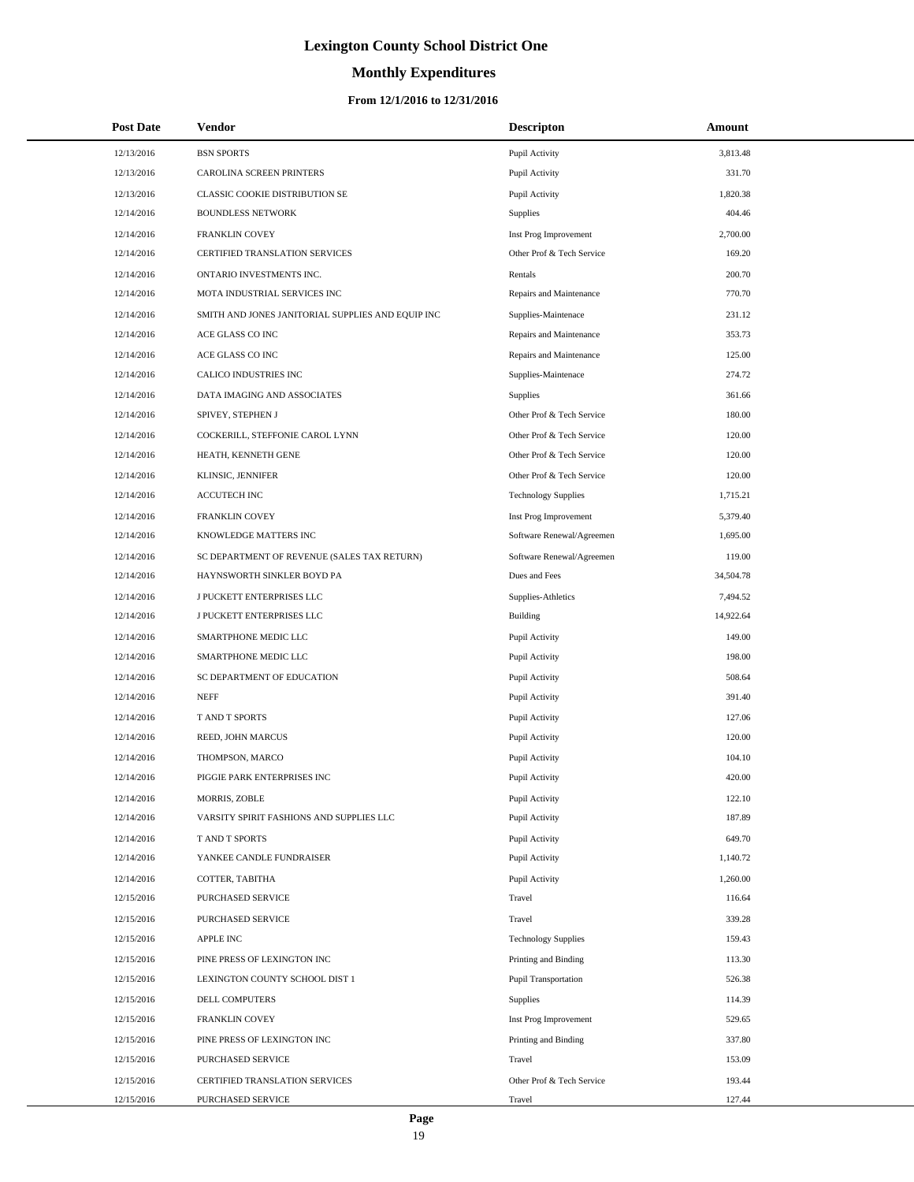# Lexington County School District One

## Monthly Expenditures

### From 12/1/2016 to 12/31/2016

| Post Date | Vendor | Descripton | Amount |
|---|---|---|---|
| 12/13/2016 | BSN SPORTS | Pupil Activity | 3,813.48 |
| 12/13/2016 | CAROLINA SCREEN PRINTERS | Pupil Activity | 331.70 |
| 12/13/2016 | CLASSIC COOKIE DISTRIBUTION SE | Pupil Activity | 1,820.38 |
| 12/14/2016 | BOUNDLESS NETWORK | Supplies | 404.46 |
| 12/14/2016 | FRANKLIN COVEY | Inst Prog Improvement | 2,700.00 |
| 12/14/2016 | CERTIFIED TRANSLATION SERVICES | Other Prof & Tech Service | 169.20 |
| 12/14/2016 | ONTARIO INVESTMENTS INC. | Rentals | 200.70 |
| 12/14/2016 | MOTA INDUSTRIAL SERVICES INC | Repairs and Maintenance | 770.70 |
| 12/14/2016 | SMITH AND JONES JANITORIAL SUPPLIES AND EQUIP INC | Supplies-Maintenace | 231.12 |
| 12/14/2016 | ACE GLASS CO INC | Repairs and Maintenance | 353.73 |
| 12/14/2016 | ACE GLASS CO INC | Repairs and Maintenance | 125.00 |
| 12/14/2016 | CALICO INDUSTRIES INC | Supplies-Maintenace | 274.72 |
| 12/14/2016 | DATA IMAGING AND ASSOCIATES | Supplies | 361.66 |
| 12/14/2016 | SPIVEY, STEPHEN J | Other Prof & Tech Service | 180.00 |
| 12/14/2016 | COCKERILL, STEFFONIE CAROL LYNN | Other Prof & Tech Service | 120.00 |
| 12/14/2016 | HEATH, KENNETH GENE | Other Prof & Tech Service | 120.00 |
| 12/14/2016 | KLINSIC, JENNIFER | Other Prof & Tech Service | 120.00 |
| 12/14/2016 | ACCUTECH INC | Technology Supplies | 1,715.21 |
| 12/14/2016 | FRANKLIN COVEY | Inst Prog Improvement | 5,379.40 |
| 12/14/2016 | KNOWLEDGE MATTERS INC | Software Renewal/Agreemen | 1,695.00 |
| 12/14/2016 | SC DEPARTMENT OF REVENUE (SALES TAX RETURN) | Software Renewal/Agreemen | 119.00 |
| 12/14/2016 | HAYNSWORTH SINKLER BOYD PA | Dues and Fees | 34,504.78 |
| 12/14/2016 | J PUCKETT ENTERPRISES LLC | Supplies-Athletics | 7,494.52 |
| 12/14/2016 | J PUCKETT ENTERPRISES LLC | Building | 14,922.64 |
| 12/14/2016 | SMARTPHONE MEDIC LLC | Pupil Activity | 149.00 |
| 12/14/2016 | SMARTPHONE MEDIC LLC | Pupil Activity | 198.00 |
| 12/14/2016 | SC DEPARTMENT OF EDUCATION | Pupil Activity | 508.64 |
| 12/14/2016 | NEFF | Pupil Activity | 391.40 |
| 12/14/2016 | T AND T SPORTS | Pupil Activity | 127.06 |
| 12/14/2016 | REED, JOHN MARCUS | Pupil Activity | 120.00 |
| 12/14/2016 | THOMPSON, MARCO | Pupil Activity | 104.10 |
| 12/14/2016 | PIGGIE PARK ENTERPRISES INC | Pupil Activity | 420.00 |
| 12/14/2016 | MORRIS, ZOBLE | Pupil Activity | 122.10 |
| 12/14/2016 | VARSITY SPIRIT FASHIONS AND SUPPLIES LLC | Pupil Activity | 187.89 |
| 12/14/2016 | T AND T SPORTS | Pupil Activity | 649.70 |
| 12/14/2016 | YANKEE CANDLE FUNDRAISER | Pupil Activity | 1,140.72 |
| 12/14/2016 | COTTER, TABITHA | Pupil Activity | 1,260.00 |
| 12/15/2016 | PURCHASED SERVICE | Travel | 116.64 |
| 12/15/2016 | PURCHASED SERVICE | Travel | 339.28 |
| 12/15/2016 | APPLE INC | Technology Supplies | 159.43 |
| 12/15/2016 | PINE PRESS OF LEXINGTON INC | Printing and Binding | 113.30 |
| 12/15/2016 | LEXINGTON COUNTY SCHOOL DIST 1 | Pupil Transportation | 526.38 |
| 12/15/2016 | DELL COMPUTERS | Supplies | 114.39 |
| 12/15/2016 | FRANKLIN COVEY | Inst Prog Improvement | 529.65 |
| 12/15/2016 | PINE PRESS OF LEXINGTON INC | Printing and Binding | 337.80 |
| 12/15/2016 | PURCHASED SERVICE | Travel | 153.09 |
| 12/15/2016 | CERTIFIED TRANSLATION SERVICES | Other Prof & Tech Service | 193.44 |
| 12/15/2016 | PURCHASED SERVICE | Travel | 127.44 |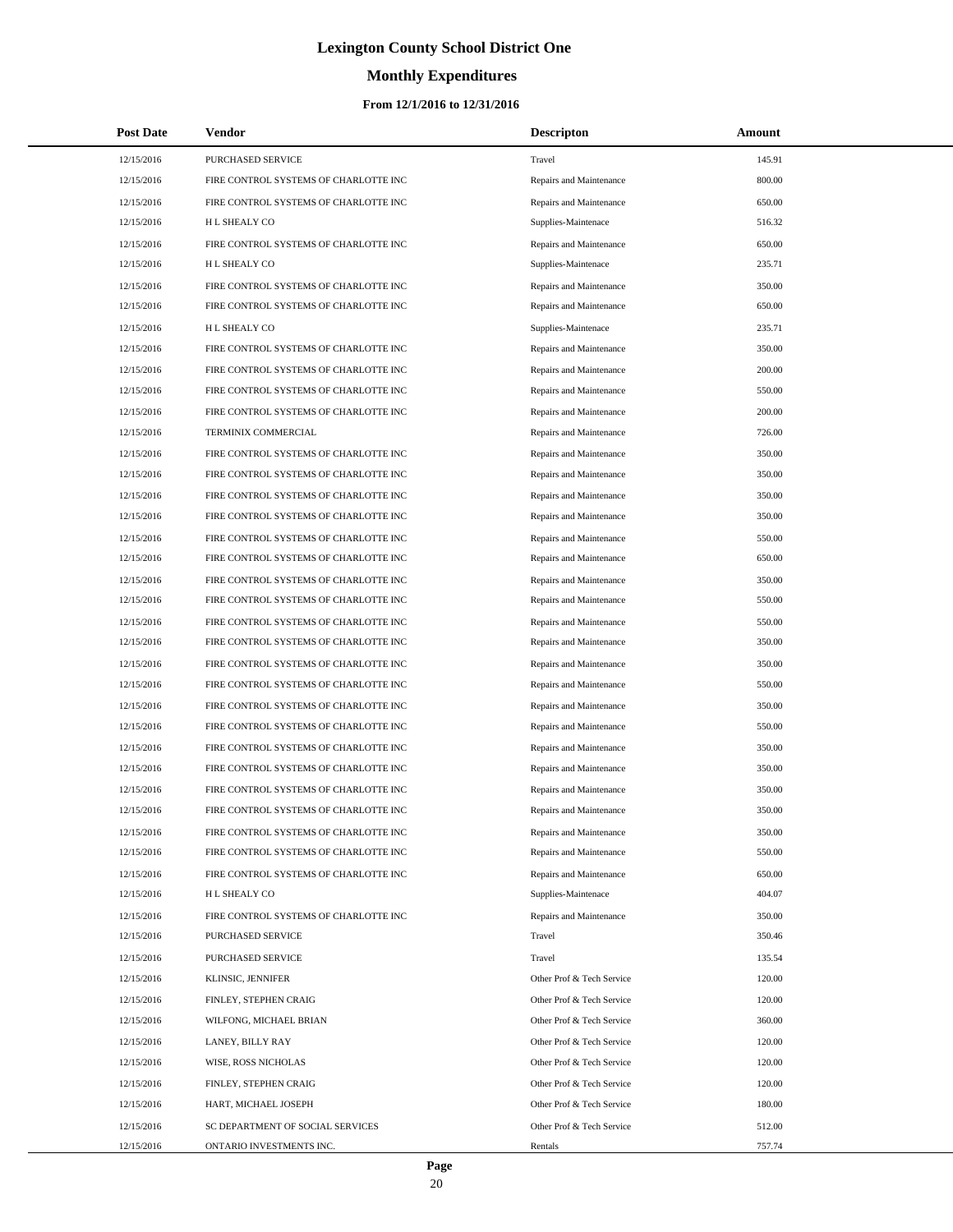# Lexington County School District One

## Monthly Expenditures

### From 12/1/2016 to 12/31/2016

| Post Date | Vendor | Descripton | Amount |
|---|---|---|---|
| 12/15/2016 | PURCHASED SERVICE | Travel | 145.91 |
| 12/15/2016 | FIRE CONTROL SYSTEMS OF CHARLOTTE INC | Repairs and Maintenance | 800.00 |
| 12/15/2016 | FIRE CONTROL SYSTEMS OF CHARLOTTE INC | Repairs and Maintenance | 650.00 |
| 12/15/2016 | H L SHEALY CO | Supplies-Maintenace | 516.32 |
| 12/15/2016 | FIRE CONTROL SYSTEMS OF CHARLOTTE INC | Repairs and Maintenance | 650.00 |
| 12/15/2016 | H L SHEALY CO | Supplies-Maintenace | 235.71 |
| 12/15/2016 | FIRE CONTROL SYSTEMS OF CHARLOTTE INC | Repairs and Maintenance | 350.00 |
| 12/15/2016 | FIRE CONTROL SYSTEMS OF CHARLOTTE INC | Repairs and Maintenance | 650.00 |
| 12/15/2016 | H L SHEALY CO | Supplies-Maintenace | 235.71 |
| 12/15/2016 | FIRE CONTROL SYSTEMS OF CHARLOTTE INC | Repairs and Maintenance | 350.00 |
| 12/15/2016 | FIRE CONTROL SYSTEMS OF CHARLOTTE INC | Repairs and Maintenance | 200.00 |
| 12/15/2016 | FIRE CONTROL SYSTEMS OF CHARLOTTE INC | Repairs and Maintenance | 550.00 |
| 12/15/2016 | FIRE CONTROL SYSTEMS OF CHARLOTTE INC | Repairs and Maintenance | 200.00 |
| 12/15/2016 | TERMINIX COMMERCIAL | Repairs and Maintenance | 726.00 |
| 12/15/2016 | FIRE CONTROL SYSTEMS OF CHARLOTTE INC | Repairs and Maintenance | 350.00 |
| 12/15/2016 | FIRE CONTROL SYSTEMS OF CHARLOTTE INC | Repairs and Maintenance | 350.00 |
| 12/15/2016 | FIRE CONTROL SYSTEMS OF CHARLOTTE INC | Repairs and Maintenance | 350.00 |
| 12/15/2016 | FIRE CONTROL SYSTEMS OF CHARLOTTE INC | Repairs and Maintenance | 350.00 |
| 12/15/2016 | FIRE CONTROL SYSTEMS OF CHARLOTTE INC | Repairs and Maintenance | 550.00 |
| 12/15/2016 | FIRE CONTROL SYSTEMS OF CHARLOTTE INC | Repairs and Maintenance | 650.00 |
| 12/15/2016 | FIRE CONTROL SYSTEMS OF CHARLOTTE INC | Repairs and Maintenance | 350.00 |
| 12/15/2016 | FIRE CONTROL SYSTEMS OF CHARLOTTE INC | Repairs and Maintenance | 550.00 |
| 12/15/2016 | FIRE CONTROL SYSTEMS OF CHARLOTTE INC | Repairs and Maintenance | 550.00 |
| 12/15/2016 | FIRE CONTROL SYSTEMS OF CHARLOTTE INC | Repairs and Maintenance | 350.00 |
| 12/15/2016 | FIRE CONTROL SYSTEMS OF CHARLOTTE INC | Repairs and Maintenance | 350.00 |
| 12/15/2016 | FIRE CONTROL SYSTEMS OF CHARLOTTE INC | Repairs and Maintenance | 550.00 |
| 12/15/2016 | FIRE CONTROL SYSTEMS OF CHARLOTTE INC | Repairs and Maintenance | 350.00 |
| 12/15/2016 | FIRE CONTROL SYSTEMS OF CHARLOTTE INC | Repairs and Maintenance | 550.00 |
| 12/15/2016 | FIRE CONTROL SYSTEMS OF CHARLOTTE INC | Repairs and Maintenance | 350.00 |
| 12/15/2016 | FIRE CONTROL SYSTEMS OF CHARLOTTE INC | Repairs and Maintenance | 350.00 |
| 12/15/2016 | FIRE CONTROL SYSTEMS OF CHARLOTTE INC | Repairs and Maintenance | 350.00 |
| 12/15/2016 | FIRE CONTROL SYSTEMS OF CHARLOTTE INC | Repairs and Maintenance | 350.00 |
| 12/15/2016 | FIRE CONTROL SYSTEMS OF CHARLOTTE INC | Repairs and Maintenance | 350.00 |
| 12/15/2016 | FIRE CONTROL SYSTEMS OF CHARLOTTE INC | Repairs and Maintenance | 550.00 |
| 12/15/2016 | FIRE CONTROL SYSTEMS OF CHARLOTTE INC | Repairs and Maintenance | 650.00 |
| 12/15/2016 | H L SHEALY CO | Supplies-Maintenace | 404.07 |
| 12/15/2016 | FIRE CONTROL SYSTEMS OF CHARLOTTE INC | Repairs and Maintenance | 350.00 |
| 12/15/2016 | PURCHASED SERVICE | Travel | 350.46 |
| 12/15/2016 | PURCHASED SERVICE | Travel | 135.54 |
| 12/15/2016 | KLINSIC, JENNIFER | Other Prof & Tech Service | 120.00 |
| 12/15/2016 | FINLEY, STEPHEN CRAIG | Other Prof & Tech Service | 120.00 |
| 12/15/2016 | WILFONG, MICHAEL BRIAN | Other Prof & Tech Service | 360.00 |
| 12/15/2016 | LANEY, BILLY RAY | Other Prof & Tech Service | 120.00 |
| 12/15/2016 | WISE, ROSS NICHOLAS | Other Prof & Tech Service | 120.00 |
| 12/15/2016 | FINLEY, STEPHEN CRAIG | Other Prof & Tech Service | 120.00 |
| 12/15/2016 | HART, MICHAEL JOSEPH | Other Prof & Tech Service | 180.00 |
| 12/15/2016 | SC DEPARTMENT OF SOCIAL SERVICES | Other Prof & Tech Service | 512.00 |
| 12/15/2016 | ONTARIO INVESTMENTS INC. | Rentals | 757.74 |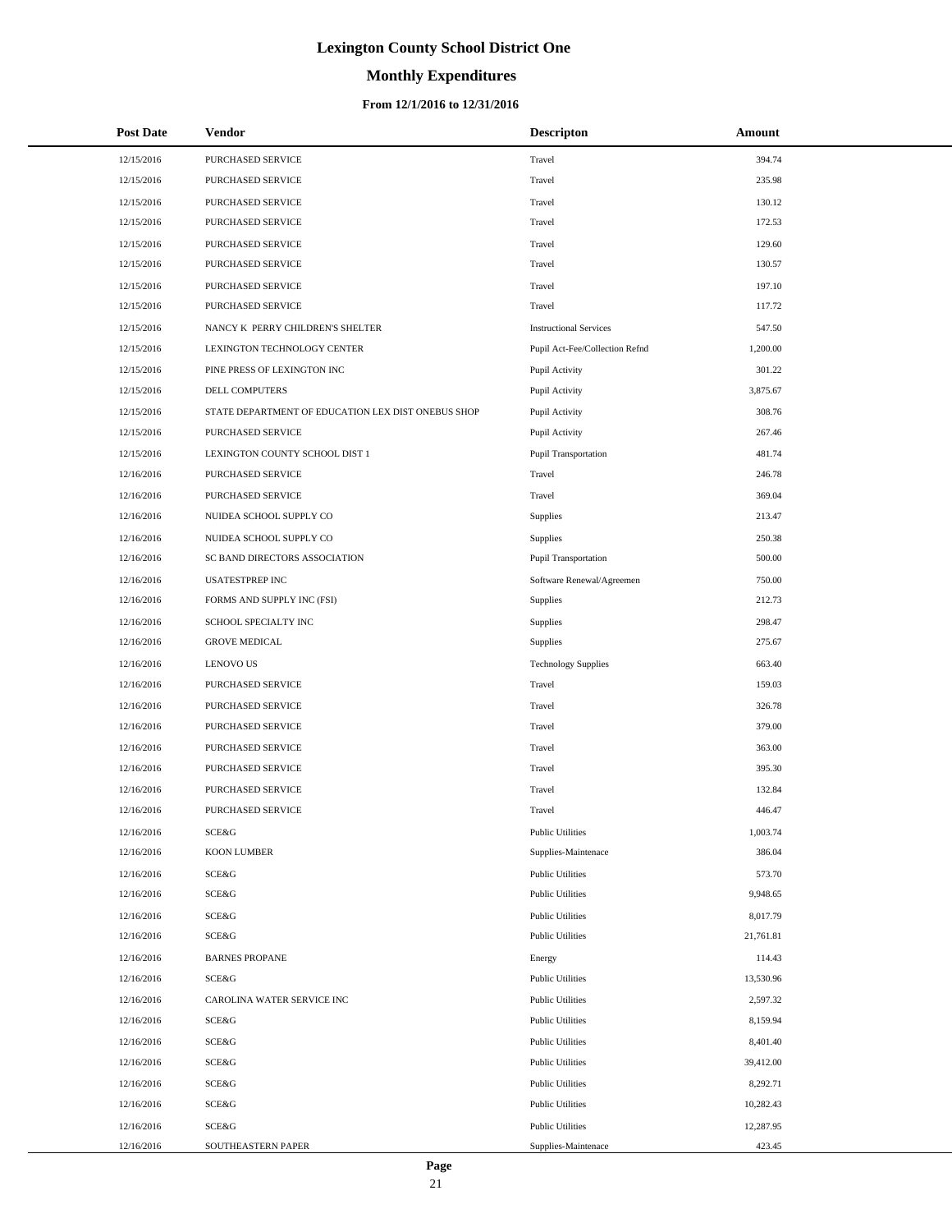# Lexington County School District One

## Monthly Expenditures

### From 12/1/2016 to 12/31/2016

| Post Date | Vendor | Descripton | Amount |
|---|---|---|---|
| 12/15/2016 | PURCHASED SERVICE | Travel | 394.74 |
| 12/15/2016 | PURCHASED SERVICE | Travel | 235.98 |
| 12/15/2016 | PURCHASED SERVICE | Travel | 130.12 |
| 12/15/2016 | PURCHASED SERVICE | Travel | 172.53 |
| 12/15/2016 | PURCHASED SERVICE | Travel | 129.60 |
| 12/15/2016 | PURCHASED SERVICE | Travel | 130.57 |
| 12/15/2016 | PURCHASED SERVICE | Travel | 197.10 |
| 12/15/2016 | PURCHASED SERVICE | Travel | 117.72 |
| 12/15/2016 | NANCY K PERRY CHILDREN'S SHELTER | Instructional Services | 547.50 |
| 12/15/2016 | LEXINGTON TECHNOLOGY CENTER | Pupil Act-Fee/Collection Refnd | 1,200.00 |
| 12/15/2016 | PINE PRESS OF LEXINGTON INC | Pupil Activity | 301.22 |
| 12/15/2016 | DELL COMPUTERS | Pupil Activity | 3,875.67 |
| 12/15/2016 | STATE DEPARTMENT OF EDUCATION LEX DIST ONEBUS SHOP | Pupil Activity | 308.76 |
| 12/15/2016 | PURCHASED SERVICE | Pupil Activity | 267.46 |
| 12/15/2016 | LEXINGTON COUNTY SCHOOL DIST 1 | Pupil Transportation | 481.74 |
| 12/16/2016 | PURCHASED SERVICE | Travel | 246.78 |
| 12/16/2016 | PURCHASED SERVICE | Travel | 369.04 |
| 12/16/2016 | NUIDEA SCHOOL SUPPLY CO | Supplies | 213.47 |
| 12/16/2016 | NUIDEA SCHOOL SUPPLY CO | Supplies | 250.38 |
| 12/16/2016 | SC BAND DIRECTORS ASSOCIATION | Pupil Transportation | 500.00 |
| 12/16/2016 | USATESTPREP INC | Software Renewal/Agreemen | 750.00 |
| 12/16/2016 | FORMS AND SUPPLY INC (FSI) | Supplies | 212.73 |
| 12/16/2016 | SCHOOL SPECIALTY INC | Supplies | 298.47 |
| 12/16/2016 | GROVE MEDICAL | Supplies | 275.67 |
| 12/16/2016 | LENOVO US | Technology Supplies | 663.40 |
| 12/16/2016 | PURCHASED SERVICE | Travel | 159.03 |
| 12/16/2016 | PURCHASED SERVICE | Travel | 326.78 |
| 12/16/2016 | PURCHASED SERVICE | Travel | 379.00 |
| 12/16/2016 | PURCHASED SERVICE | Travel | 363.00 |
| 12/16/2016 | PURCHASED SERVICE | Travel | 395.30 |
| 12/16/2016 | PURCHASED SERVICE | Travel | 132.84 |
| 12/16/2016 | PURCHASED SERVICE | Travel | 446.47 |
| 12/16/2016 | SCE&G | Public Utilities | 1,003.74 |
| 12/16/2016 | KOON LUMBER | Supplies-Maintenace | 386.04 |
| 12/16/2016 | SCE&G | Public Utilities | 573.70 |
| 12/16/2016 | SCE&G | Public Utilities | 9,948.65 |
| 12/16/2016 | SCE&G | Public Utilities | 8,017.79 |
| 12/16/2016 | SCE&G | Public Utilities | 21,761.81 |
| 12/16/2016 | BARNES PROPANE | Energy | 114.43 |
| 12/16/2016 | SCE&G | Public Utilities | 13,530.96 |
| 12/16/2016 | CAROLINA WATER SERVICE INC | Public Utilities | 2,597.32 |
| 12/16/2016 | SCE&G | Public Utilities | 8,159.94 |
| 12/16/2016 | SCE&G | Public Utilities | 8,401.40 |
| 12/16/2016 | SCE&G | Public Utilities | 39,412.00 |
| 12/16/2016 | SCE&G | Public Utilities | 8,292.71 |
| 12/16/2016 | SCE&G | Public Utilities | 10,282.43 |
| 12/16/2016 | SCE&G | Public Utilities | 12,287.95 |
| 12/16/2016 | SOUTHEASTERN PAPER | Supplies-Maintenace | 423.45 |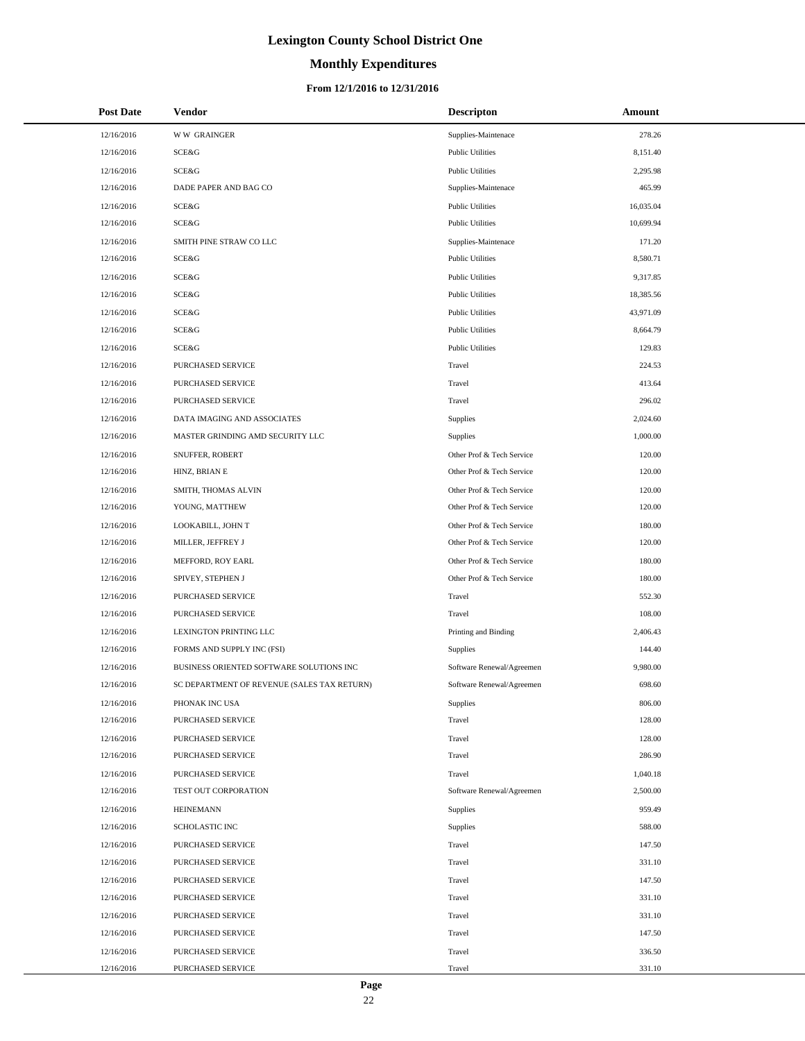# Lexington County School District One

## Monthly Expenditures

### From 12/1/2016 to 12/31/2016

| Post Date | Vendor | Descripton | Amount |
|---|---|---|---|
| 12/16/2016 | W W GRAINGER | Supplies-Maintenace | 278.26 |
| 12/16/2016 | SCE&G | Public Utilities | 8,151.40 |
| 12/16/2016 | SCE&G | Public Utilities | 2,295.98 |
| 12/16/2016 | DADE PAPER AND BAG CO | Supplies-Maintenace | 465.99 |
| 12/16/2016 | SCE&G | Public Utilities | 16,035.04 |
| 12/16/2016 | SCE&G | Public Utilities | 10,699.94 |
| 12/16/2016 | SMITH PINE STRAW CO LLC | Supplies-Maintenace | 171.20 |
| 12/16/2016 | SCE&G | Public Utilities | 8,580.71 |
| 12/16/2016 | SCE&G | Public Utilities | 9,317.85 |
| 12/16/2016 | SCE&G | Public Utilities | 18,385.56 |
| 12/16/2016 | SCE&G | Public Utilities | 43,971.09 |
| 12/16/2016 | SCE&G | Public Utilities | 8,664.79 |
| 12/16/2016 | SCE&G | Public Utilities | 129.83 |
| 12/16/2016 | PURCHASED SERVICE | Travel | 224.53 |
| 12/16/2016 | PURCHASED SERVICE | Travel | 413.64 |
| 12/16/2016 | PURCHASED SERVICE | Travel | 296.02 |
| 12/16/2016 | DATA IMAGING AND ASSOCIATES | Supplies | 2,024.60 |
| 12/16/2016 | MASTER GRINDING AMD SECURITY LLC | Supplies | 1,000.00 |
| 12/16/2016 | SNUFFER, ROBERT | Other Prof & Tech Service | 120.00 |
| 12/16/2016 | HINZ, BRIAN E | Other Prof & Tech Service | 120.00 |
| 12/16/2016 | SMITH, THOMAS ALVIN | Other Prof & Tech Service | 120.00 |
| 12/16/2016 | YOUNG, MATTHEW | Other Prof & Tech Service | 120.00 |
| 12/16/2016 | LOOKABILL, JOHN T | Other Prof & Tech Service | 180.00 |
| 12/16/2016 | MILLER, JEFFREY J | Other Prof & Tech Service | 120.00 |
| 12/16/2016 | MEFFORD, ROY EARL | Other Prof & Tech Service | 180.00 |
| 12/16/2016 | SPIVEY, STEPHEN J | Other Prof & Tech Service | 180.00 |
| 12/16/2016 | PURCHASED SERVICE | Travel | 552.30 |
| 12/16/2016 | PURCHASED SERVICE | Travel | 108.00 |
| 12/16/2016 | LEXINGTON PRINTING LLC | Printing and Binding | 2,406.43 |
| 12/16/2016 | FORMS AND SUPPLY INC (FSI) | Supplies | 144.40 |
| 12/16/2016 | BUSINESS ORIENTED SOFTWARE SOLUTIONS INC | Software Renewal/Agreemen | 9,980.00 |
| 12/16/2016 | SC DEPARTMENT OF REVENUE (SALES TAX RETURN) | Software Renewal/Agreemen | 698.60 |
| 12/16/2016 | PHONAK INC USA | Supplies | 806.00 |
| 12/16/2016 | PURCHASED SERVICE | Travel | 128.00 |
| 12/16/2016 | PURCHASED SERVICE | Travel | 128.00 |
| 12/16/2016 | PURCHASED SERVICE | Travel | 286.90 |
| 12/16/2016 | PURCHASED SERVICE | Travel | 1,040.18 |
| 12/16/2016 | TEST OUT CORPORATION | Software Renewal/Agreemen | 2,500.00 |
| 12/16/2016 | HEINEMANN | Supplies | 959.49 |
| 12/16/2016 | SCHOLASTIC INC | Supplies | 588.00 |
| 12/16/2016 | PURCHASED SERVICE | Travel | 147.50 |
| 12/16/2016 | PURCHASED SERVICE | Travel | 331.10 |
| 12/16/2016 | PURCHASED SERVICE | Travel | 147.50 |
| 12/16/2016 | PURCHASED SERVICE | Travel | 331.10 |
| 12/16/2016 | PURCHASED SERVICE | Travel | 331.10 |
| 12/16/2016 | PURCHASED SERVICE | Travel | 147.50 |
| 12/16/2016 | PURCHASED SERVICE | Travel | 336.50 |
| 12/16/2016 | PURCHASED SERVICE | Travel | 331.10 |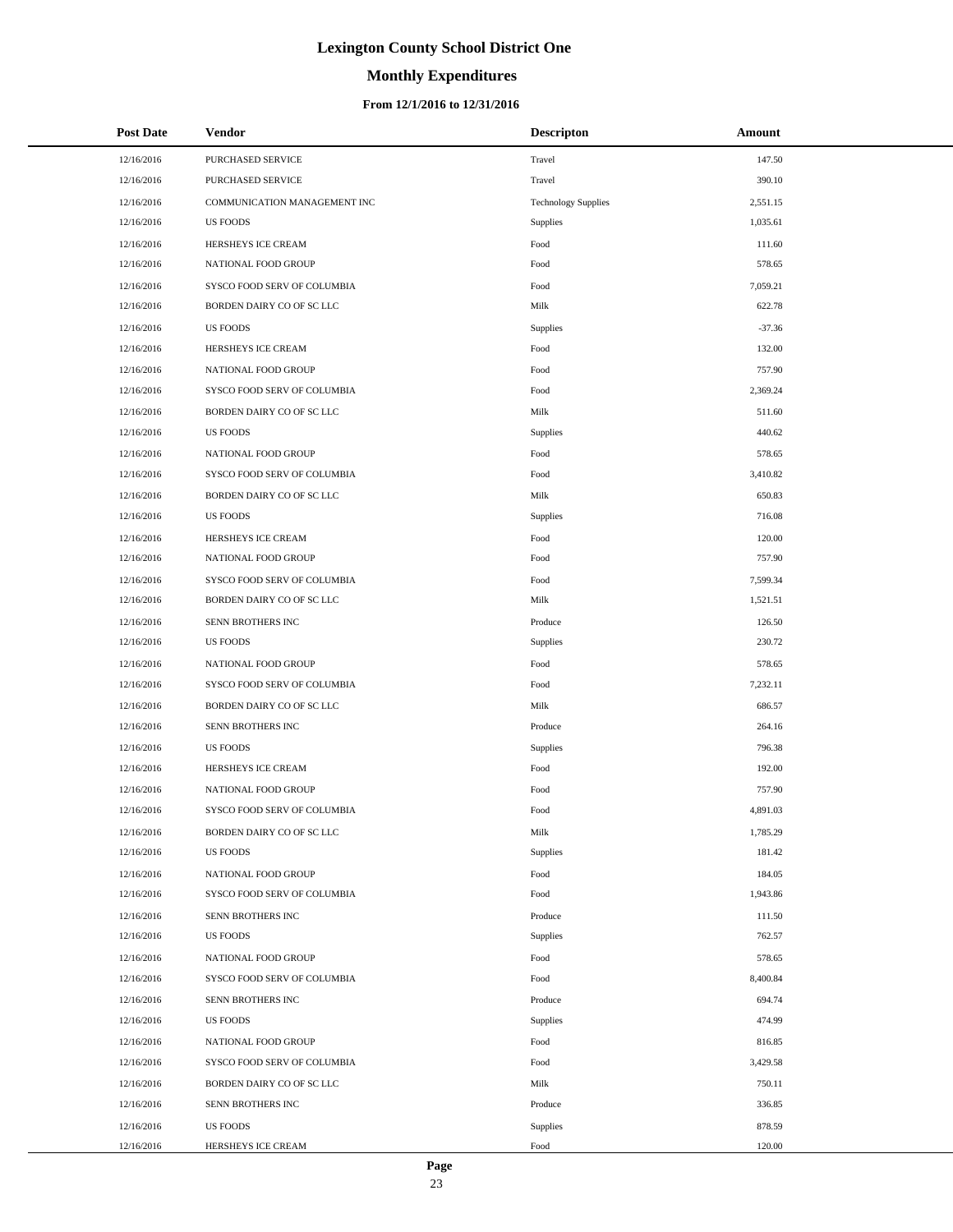# Lexington County School District One

## Monthly Expenditures

### From 12/1/2016 to 12/31/2016

| Post Date | Vendor | Descripton | Amount |
|---|---|---|---|
| 12/16/2016 | PURCHASED SERVICE | Travel | 147.50 |
| 12/16/2016 | PURCHASED SERVICE | Travel | 390.10 |
| 12/16/2016 | COMMUNICATION MANAGEMENT INC | Technology Supplies | 2,551.15 |
| 12/16/2016 | US FOODS | Supplies | 1,035.61 |
| 12/16/2016 | HERSHEYS ICE CREAM | Food | 111.60 |
| 12/16/2016 | NATIONAL FOOD GROUP | Food | 578.65 |
| 12/16/2016 | SYSCO FOOD SERV OF COLUMBIA | Food | 7,059.21 |
| 12/16/2016 | BORDEN DAIRY CO OF SC LLC | Milk | 622.78 |
| 12/16/2016 | US FOODS | Supplies | -37.36 |
| 12/16/2016 | HERSHEYS ICE CREAM | Food | 132.00 |
| 12/16/2016 | NATIONAL FOOD GROUP | Food | 757.90 |
| 12/16/2016 | SYSCO FOOD SERV OF COLUMBIA | Food | 2,369.24 |
| 12/16/2016 | BORDEN DAIRY CO OF SC LLC | Milk | 511.60 |
| 12/16/2016 | US FOODS | Supplies | 440.62 |
| 12/16/2016 | NATIONAL FOOD GROUP | Food | 578.65 |
| 12/16/2016 | SYSCO FOOD SERV OF COLUMBIA | Food | 3,410.82 |
| 12/16/2016 | BORDEN DAIRY CO OF SC LLC | Milk | 650.83 |
| 12/16/2016 | US FOODS | Supplies | 716.08 |
| 12/16/2016 | HERSHEYS ICE CREAM | Food | 120.00 |
| 12/16/2016 | NATIONAL FOOD GROUP | Food | 757.90 |
| 12/16/2016 | SYSCO FOOD SERV OF COLUMBIA | Food | 7,599.34 |
| 12/16/2016 | BORDEN DAIRY CO OF SC LLC | Milk | 1,521.51 |
| 12/16/2016 | SENN BROTHERS INC | Produce | 126.50 |
| 12/16/2016 | US FOODS | Supplies | 230.72 |
| 12/16/2016 | NATIONAL FOOD GROUP | Food | 578.65 |
| 12/16/2016 | SYSCO FOOD SERV OF COLUMBIA | Food | 7,232.11 |
| 12/16/2016 | BORDEN DAIRY CO OF SC LLC | Milk | 686.57 |
| 12/16/2016 | SENN BROTHERS INC | Produce | 264.16 |
| 12/16/2016 | US FOODS | Supplies | 796.38 |
| 12/16/2016 | HERSHEYS ICE CREAM | Food | 192.00 |
| 12/16/2016 | NATIONAL FOOD GROUP | Food | 757.90 |
| 12/16/2016 | SYSCO FOOD SERV OF COLUMBIA | Food | 4,891.03 |
| 12/16/2016 | BORDEN DAIRY CO OF SC LLC | Milk | 1,785.29 |
| 12/16/2016 | US FOODS | Supplies | 181.42 |
| 12/16/2016 | NATIONAL FOOD GROUP | Food | 184.05 |
| 12/16/2016 | SYSCO FOOD SERV OF COLUMBIA | Food | 1,943.86 |
| 12/16/2016 | SENN BROTHERS INC | Produce | 111.50 |
| 12/16/2016 | US FOODS | Supplies | 762.57 |
| 12/16/2016 | NATIONAL FOOD GROUP | Food | 578.65 |
| 12/16/2016 | SYSCO FOOD SERV OF COLUMBIA | Food | 8,400.84 |
| 12/16/2016 | SENN BROTHERS INC | Produce | 694.74 |
| 12/16/2016 | US FOODS | Supplies | 474.99 |
| 12/16/2016 | NATIONAL FOOD GROUP | Food | 816.85 |
| 12/16/2016 | SYSCO FOOD SERV OF COLUMBIA | Food | 3,429.58 |
| 12/16/2016 | BORDEN DAIRY CO OF SC LLC | Milk | 750.11 |
| 12/16/2016 | SENN BROTHERS INC | Produce | 336.85 |
| 12/16/2016 | US FOODS | Supplies | 878.59 |
| 12/16/2016 | HERSHEYS ICE CREAM | Food | 120.00 |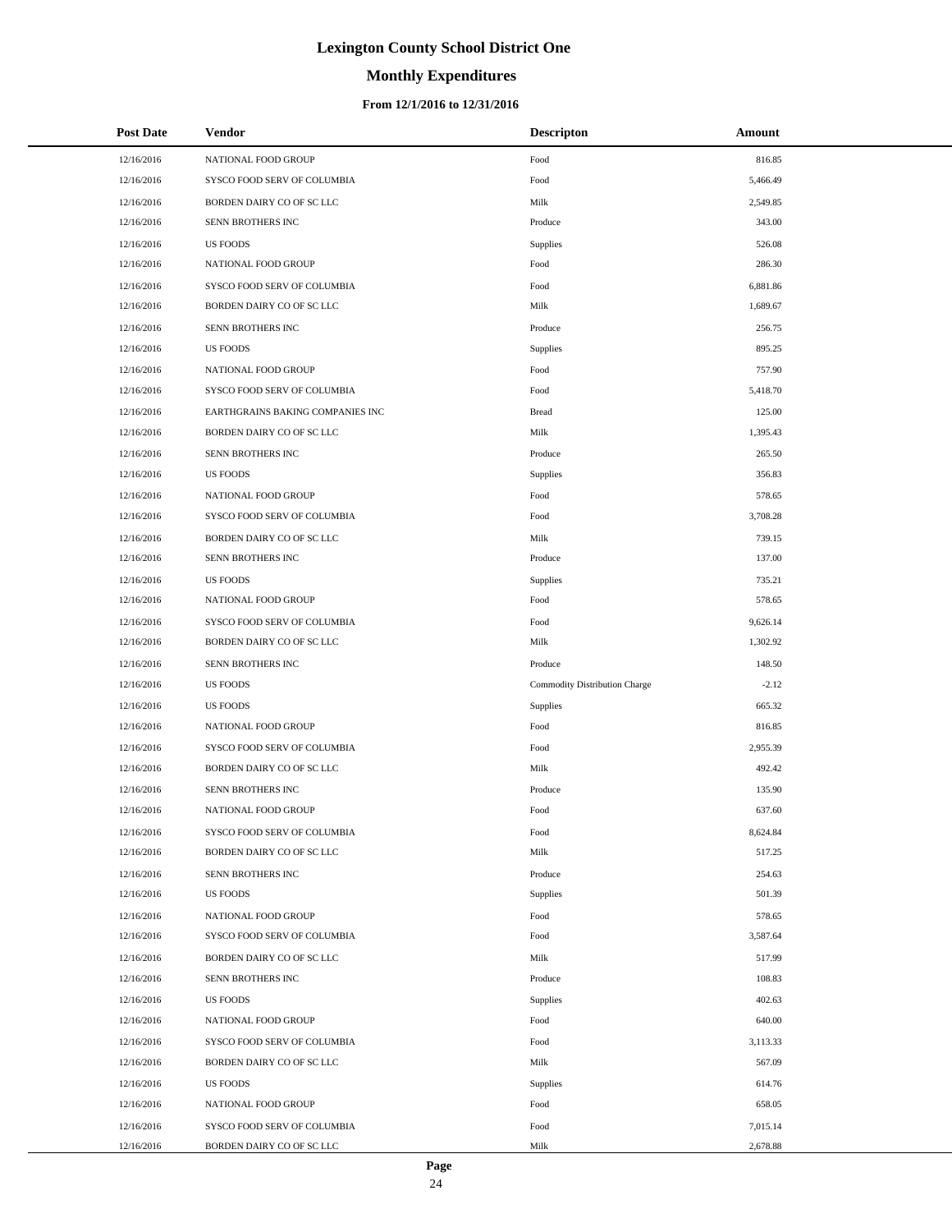# Lexington County School District One

## Monthly Expenditures

### From 12/1/2016 to 12/31/2016

| Post Date | Vendor | Descripton | Amount |
|---|---|---|---|
| 12/16/2016 | NATIONAL FOOD GROUP | Food | 816.85 |
| 12/16/2016 | SYSCO FOOD SERV OF COLUMBIA | Food | 5,466.49 |
| 12/16/2016 | BORDEN DAIRY CO OF SC LLC | Milk | 2,549.85 |
| 12/16/2016 | SENN BROTHERS INC | Produce | 343.00 |
| 12/16/2016 | US FOODS | Supplies | 526.08 |
| 12/16/2016 | NATIONAL FOOD GROUP | Food | 286.30 |
| 12/16/2016 | SYSCO FOOD SERV OF COLUMBIA | Food | 6,881.86 |
| 12/16/2016 | BORDEN DAIRY CO OF SC LLC | Milk | 1,689.67 |
| 12/16/2016 | SENN BROTHERS INC | Produce | 256.75 |
| 12/16/2016 | US FOODS | Supplies | 895.25 |
| 12/16/2016 | NATIONAL FOOD GROUP | Food | 757.90 |
| 12/16/2016 | SYSCO FOOD SERV OF COLUMBIA | Food | 5,418.70 |
| 12/16/2016 | EARTHGRAINS BAKING COMPANIES INC | Bread | 125.00 |
| 12/16/2016 | BORDEN DAIRY CO OF SC LLC | Milk | 1,395.43 |
| 12/16/2016 | SENN BROTHERS INC | Produce | 265.50 |
| 12/16/2016 | US FOODS | Supplies | 356.83 |
| 12/16/2016 | NATIONAL FOOD GROUP | Food | 578.65 |
| 12/16/2016 | SYSCO FOOD SERV OF COLUMBIA | Food | 3,708.28 |
| 12/16/2016 | BORDEN DAIRY CO OF SC LLC | Milk | 739.15 |
| 12/16/2016 | SENN BROTHERS INC | Produce | 137.00 |
| 12/16/2016 | US FOODS | Supplies | 735.21 |
| 12/16/2016 | NATIONAL FOOD GROUP | Food | 578.65 |
| 12/16/2016 | SYSCO FOOD SERV OF COLUMBIA | Food | 9,626.14 |
| 12/16/2016 | BORDEN DAIRY CO OF SC LLC | Milk | 1,302.92 |
| 12/16/2016 | SENN BROTHERS INC | Produce | 148.50 |
| 12/16/2016 | US FOODS | Commodity Distribution Charge | -2.12 |
| 12/16/2016 | US FOODS | Supplies | 665.32 |
| 12/16/2016 | NATIONAL FOOD GROUP | Food | 816.85 |
| 12/16/2016 | SYSCO FOOD SERV OF COLUMBIA | Food | 2,955.39 |
| 12/16/2016 | BORDEN DAIRY CO OF SC LLC | Milk | 492.42 |
| 12/16/2016 | SENN BROTHERS INC | Produce | 135.90 |
| 12/16/2016 | NATIONAL FOOD GROUP | Food | 637.60 |
| 12/16/2016 | SYSCO FOOD SERV OF COLUMBIA | Food | 8,624.84 |
| 12/16/2016 | BORDEN DAIRY CO OF SC LLC | Milk | 517.25 |
| 12/16/2016 | SENN BROTHERS INC | Produce | 254.63 |
| 12/16/2016 | US FOODS | Supplies | 501.39 |
| 12/16/2016 | NATIONAL FOOD GROUP | Food | 578.65 |
| 12/16/2016 | SYSCO FOOD SERV OF COLUMBIA | Food | 3,587.64 |
| 12/16/2016 | BORDEN DAIRY CO OF SC LLC | Milk | 517.99 |
| 12/16/2016 | SENN BROTHERS INC | Produce | 108.83 |
| 12/16/2016 | US FOODS | Supplies | 402.63 |
| 12/16/2016 | NATIONAL FOOD GROUP | Food | 640.00 |
| 12/16/2016 | SYSCO FOOD SERV OF COLUMBIA | Food | 3,113.33 |
| 12/16/2016 | BORDEN DAIRY CO OF SC LLC | Milk | 567.09 |
| 12/16/2016 | US FOODS | Supplies | 614.76 |
| 12/16/2016 | NATIONAL FOOD GROUP | Food | 658.05 |
| 12/16/2016 | SYSCO FOOD SERV OF COLUMBIA | Food | 7,015.14 |
| 12/16/2016 | BORDEN DAIRY CO OF SC LLC | Milk | 2,678.88 |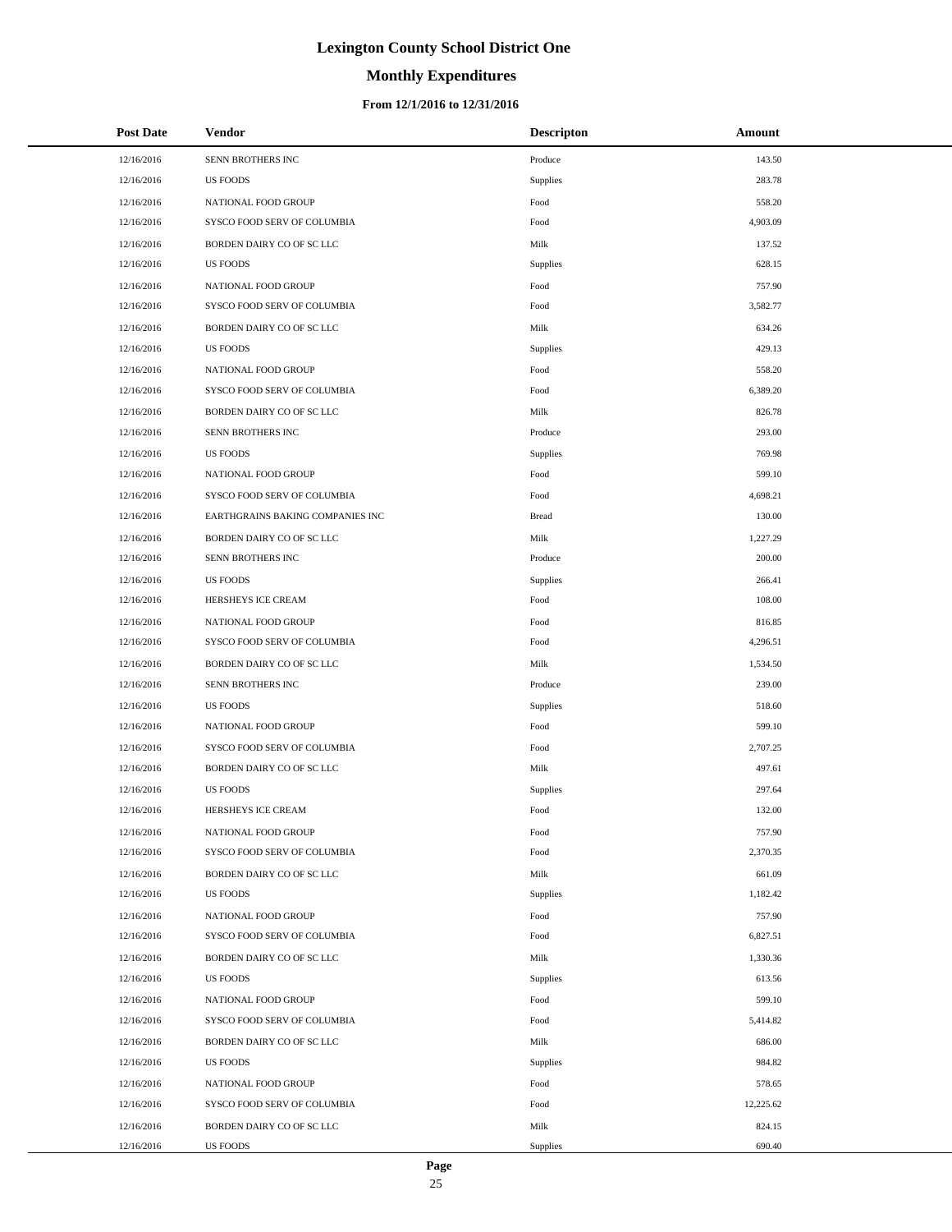# Lexington County School District One

## Monthly Expenditures

### From 12/1/2016 to 12/31/2016

| Post Date | Vendor | Descripton | Amount |
|---|---|---|---|
| 12/16/2016 | SENN BROTHERS INC | Produce | 143.50 |
| 12/16/2016 | US FOODS | Supplies | 283.78 |
| 12/16/2016 | NATIONAL FOOD GROUP | Food | 558.20 |
| 12/16/2016 | SYSCO FOOD SERV OF COLUMBIA | Food | 4,903.09 |
| 12/16/2016 | BORDEN DAIRY CO OF SC LLC | Milk | 137.52 |
| 12/16/2016 | US FOODS | Supplies | 628.15 |
| 12/16/2016 | NATIONAL FOOD GROUP | Food | 757.90 |
| 12/16/2016 | SYSCO FOOD SERV OF COLUMBIA | Food | 3,582.77 |
| 12/16/2016 | BORDEN DAIRY CO OF SC LLC | Milk | 634.26 |
| 12/16/2016 | US FOODS | Supplies | 429.13 |
| 12/16/2016 | NATIONAL FOOD GROUP | Food | 558.20 |
| 12/16/2016 | SYSCO FOOD SERV OF COLUMBIA | Food | 6,389.20 |
| 12/16/2016 | BORDEN DAIRY CO OF SC LLC | Milk | 826.78 |
| 12/16/2016 | SENN BROTHERS INC | Produce | 293.00 |
| 12/16/2016 | US FOODS | Supplies | 769.98 |
| 12/16/2016 | NATIONAL FOOD GROUP | Food | 599.10 |
| 12/16/2016 | SYSCO FOOD SERV OF COLUMBIA | Food | 4,698.21 |
| 12/16/2016 | EARTHGRAINS BAKING COMPANIES INC | Bread | 130.00 |
| 12/16/2016 | BORDEN DAIRY CO OF SC LLC | Milk | 1,227.29 |
| 12/16/2016 | SENN BROTHERS INC | Produce | 200.00 |
| 12/16/2016 | US FOODS | Supplies | 266.41 |
| 12/16/2016 | HERSHEYS ICE CREAM | Food | 108.00 |
| 12/16/2016 | NATIONAL FOOD GROUP | Food | 816.85 |
| 12/16/2016 | SYSCO FOOD SERV OF COLUMBIA | Food | 4,296.51 |
| 12/16/2016 | BORDEN DAIRY CO OF SC LLC | Milk | 1,534.50 |
| 12/16/2016 | SENN BROTHERS INC | Produce | 239.00 |
| 12/16/2016 | US FOODS | Supplies | 518.60 |
| 12/16/2016 | NATIONAL FOOD GROUP | Food | 599.10 |
| 12/16/2016 | SYSCO FOOD SERV OF COLUMBIA | Food | 2,707.25 |
| 12/16/2016 | BORDEN DAIRY CO OF SC LLC | Milk | 497.61 |
| 12/16/2016 | US FOODS | Supplies | 297.64 |
| 12/16/2016 | HERSHEYS ICE CREAM | Food | 132.00 |
| 12/16/2016 | NATIONAL FOOD GROUP | Food | 757.90 |
| 12/16/2016 | SYSCO FOOD SERV OF COLUMBIA | Food | 2,370.35 |
| 12/16/2016 | BORDEN DAIRY CO OF SC LLC | Milk | 661.09 |
| 12/16/2016 | US FOODS | Supplies | 1,182.42 |
| 12/16/2016 | NATIONAL FOOD GROUP | Food | 757.90 |
| 12/16/2016 | SYSCO FOOD SERV OF COLUMBIA | Food | 6,827.51 |
| 12/16/2016 | BORDEN DAIRY CO OF SC LLC | Milk | 1,330.36 |
| 12/16/2016 | US FOODS | Supplies | 613.56 |
| 12/16/2016 | NATIONAL FOOD GROUP | Food | 599.10 |
| 12/16/2016 | SYSCO FOOD SERV OF COLUMBIA | Food | 5,414.82 |
| 12/16/2016 | BORDEN DAIRY CO OF SC LLC | Milk | 686.00 |
| 12/16/2016 | US FOODS | Supplies | 984.82 |
| 12/16/2016 | NATIONAL FOOD GROUP | Food | 578.65 |
| 12/16/2016 | SYSCO FOOD SERV OF COLUMBIA | Food | 12,225.62 |
| 12/16/2016 | BORDEN DAIRY CO OF SC LLC | Milk | 824.15 |
| 12/16/2016 | US FOODS | Supplies | 690.40 |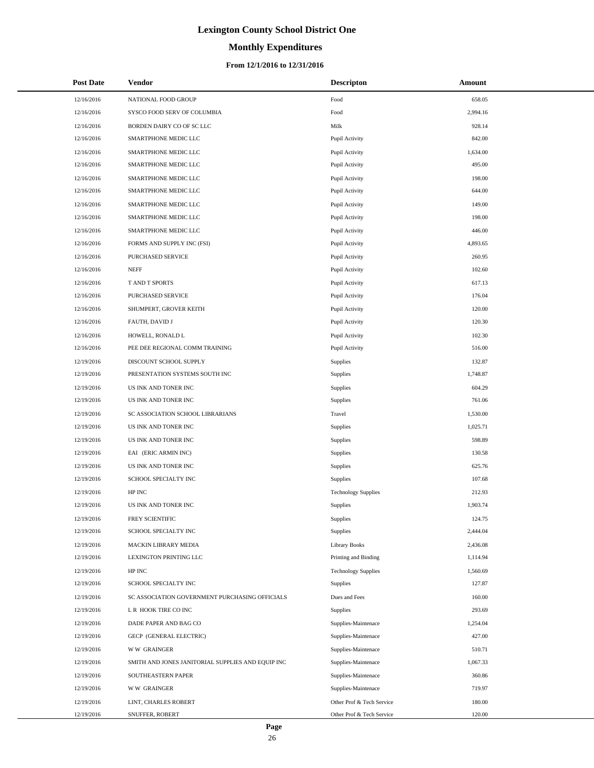# Lexington County School District One

## Monthly Expenditures

### From 12/1/2016 to 12/31/2016

| Post Date | Vendor | Descripton | Amount |
|---|---|---|---|
| 12/16/2016 | NATIONAL FOOD GROUP | Food | 658.05 |
| 12/16/2016 | SYSCO FOOD SERV OF COLUMBIA | Food | 2,994.16 |
| 12/16/2016 | BORDEN DAIRY CO OF SC LLC | Milk | 928.14 |
| 12/16/2016 | SMARTPHONE MEDIC LLC | Pupil Activity | 842.00 |
| 12/16/2016 | SMARTPHONE MEDIC LLC | Pupil Activity | 1,634.00 |
| 12/16/2016 | SMARTPHONE MEDIC LLC | Pupil Activity | 495.00 |
| 12/16/2016 | SMARTPHONE MEDIC LLC | Pupil Activity | 198.00 |
| 12/16/2016 | SMARTPHONE MEDIC LLC | Pupil Activity | 644.00 |
| 12/16/2016 | SMARTPHONE MEDIC LLC | Pupil Activity | 149.00 |
| 12/16/2016 | SMARTPHONE MEDIC LLC | Pupil Activity | 198.00 |
| 12/16/2016 | SMARTPHONE MEDIC LLC | Pupil Activity | 446.00 |
| 12/16/2016 | FORMS AND SUPPLY INC (FSI) | Pupil Activity | 4,893.65 |
| 12/16/2016 | PURCHASED SERVICE | Pupil Activity | 260.95 |
| 12/16/2016 | NEFF | Pupil Activity | 102.60 |
| 12/16/2016 | T AND T SPORTS | Pupil Activity | 617.13 |
| 12/16/2016 | PURCHASED SERVICE | Pupil Activity | 176.04 |
| 12/16/2016 | SHUMPERT, GROVER KEITH | Pupil Activity | 120.00 |
| 12/16/2016 | FAUTH, DAVID J | Pupil Activity | 120.30 |
| 12/16/2016 | HOWELL, RONALD L | Pupil Activity | 102.30 |
| 12/16/2016 | PEE DEE REGIONAL COMM TRAINING | Pupil Activity | 516.00 |
| 12/19/2016 | DISCOUNT SCHOOL SUPPLY | Supplies | 132.87 |
| 12/19/2016 | PRESENTATION SYSTEMS SOUTH INC | Supplies | 1,748.87 |
| 12/19/2016 | US INK AND TONER INC | Supplies | 604.29 |
| 12/19/2016 | US INK AND TONER INC | Supplies | 761.06 |
| 12/19/2016 | SC ASSOCIATION SCHOOL LIBRARIANS | Travel | 1,530.00 |
| 12/19/2016 | US INK AND TONER INC | Supplies | 1,025.71 |
| 12/19/2016 | US INK AND TONER INC | Supplies | 598.89 |
| 12/19/2016 | EAI (ERIC ARMIN INC) | Supplies | 130.58 |
| 12/19/2016 | US INK AND TONER INC | Supplies | 625.76 |
| 12/19/2016 | SCHOOL SPECIALTY INC | Supplies | 107.68 |
| 12/19/2016 | HP INC | Technology Supplies | 212.93 |
| 12/19/2016 | US INK AND TONER INC | Supplies | 1,903.74 |
| 12/19/2016 | FREY SCIENTIFIC | Supplies | 124.75 |
| 12/19/2016 | SCHOOL SPECIALTY INC | Supplies | 2,444.04 |
| 12/19/2016 | MACKIN LIBRARY MEDIA | Library Books | 2,436.08 |
| 12/19/2016 | LEXINGTON PRINTING LLC | Printing and Binding | 1,114.94 |
| 12/19/2016 | HP INC | Technology Supplies | 1,560.69 |
| 12/19/2016 | SCHOOL SPECIALTY INC | Supplies | 127.87 |
| 12/19/2016 | SC ASSOCIATION GOVERNMENT PURCHASING OFFICIALS | Dues and Fees | 160.00 |
| 12/19/2016 | L R HOOK TIRE CO INC | Supplies | 293.69 |
| 12/19/2016 | DADE PAPER AND BAG CO | Supplies-Maintenace | 1,254.04 |
| 12/19/2016 | GECP (GENERAL ELECTRIC) | Supplies-Maintenace | 427.00 |
| 12/19/2016 | W W GRAINGER | Supplies-Maintenace | 510.71 |
| 12/19/2016 | SMITH AND JONES JANITORIAL SUPPLIES AND EQUIP INC | Supplies-Maintenace | 1,067.33 |
| 12/19/2016 | SOUTHEASTERN PAPER | Supplies-Maintenace | 360.86 |
| 12/19/2016 | W W GRAINGER | Supplies-Maintenace | 719.97 |
| 12/19/2016 | LINT, CHARLES ROBERT | Other Prof & Tech Service | 180.00 |
| 12/19/2016 | SNUFFER, ROBERT | Other Prof & Tech Service | 120.00 |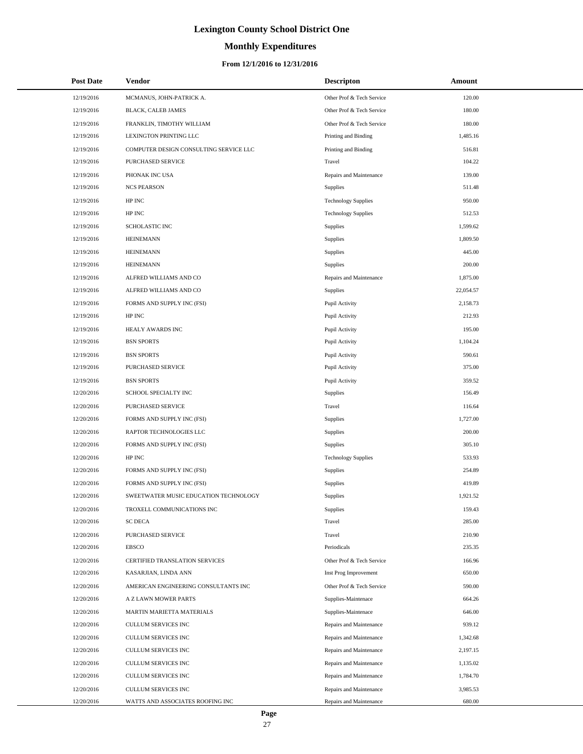# Lexington County School District One

## Monthly Expenditures

### From 12/1/2016 to 12/31/2016

| Post Date | Vendor | Descripton | Amount |
|---|---|---|---|
| 12/19/2016 | MCMANUS, JOHN-PATRICK A. | Other Prof & Tech Service | 120.00 |
| 12/19/2016 | BLACK, CALEB JAMES | Other Prof & Tech Service | 180.00 |
| 12/19/2016 | FRANKLIN, TIMOTHY WILLIAM | Other Prof & Tech Service | 180.00 |
| 12/19/2016 | LEXINGTON PRINTING LLC | Printing and Binding | 1,485.16 |
| 12/19/2016 | COMPUTER DESIGN CONSULTING SERVICE LLC | Printing and Binding | 516.81 |
| 12/19/2016 | PURCHASED SERVICE | Travel | 104.22 |
| 12/19/2016 | PHONAK INC USA | Repairs and Maintenance | 139.00 |
| 12/19/2016 | NCS PEARSON | Supplies | 511.48 |
| 12/19/2016 | HP INC | Technology Supplies | 950.00 |
| 12/19/2016 | HP INC | Technology Supplies | 512.53 |
| 12/19/2016 | SCHOLASTIC INC | Supplies | 1,599.62 |
| 12/19/2016 | HEINEMANN | Supplies | 1,809.50 |
| 12/19/2016 | HEINEMANN | Supplies | 445.00 |
| 12/19/2016 | HEINEMANN | Supplies | 200.00 |
| 12/19/2016 | ALFRED WILLIAMS AND CO | Repairs and Maintenance | 1,875.00 |
| 12/19/2016 | ALFRED WILLIAMS AND CO | Supplies | 22,054.57 |
| 12/19/2016 | FORMS AND SUPPLY INC (FSI) | Pupil Activity | 2,158.73 |
| 12/19/2016 | HP INC | Pupil Activity | 212.93 |
| 12/19/2016 | HEALY AWARDS INC | Pupil Activity | 195.00 |
| 12/19/2016 | BSN SPORTS | Pupil Activity | 1,104.24 |
| 12/19/2016 | BSN SPORTS | Pupil Activity | 590.61 |
| 12/19/2016 | PURCHASED SERVICE | Pupil Activity | 375.00 |
| 12/19/2016 | BSN SPORTS | Pupil Activity | 359.52 |
| 12/20/2016 | SCHOOL SPECIALTY INC | Supplies | 156.49 |
| 12/20/2016 | PURCHASED SERVICE | Travel | 116.64 |
| 12/20/2016 | FORMS AND SUPPLY INC (FSI) | Supplies | 1,727.00 |
| 12/20/2016 | RAPTOR TECHNOLOGIES LLC | Supplies | 200.00 |
| 12/20/2016 | FORMS AND SUPPLY INC (FSI) | Supplies | 305.10 |
| 12/20/2016 | HP INC | Technology Supplies | 533.93 |
| 12/20/2016 | FORMS AND SUPPLY INC (FSI) | Supplies | 254.89 |
| 12/20/2016 | FORMS AND SUPPLY INC (FSI) | Supplies | 419.89 |
| 12/20/2016 | SWEETWATER MUSIC EDUCATION TECHNOLOGY | Supplies | 1,921.52 |
| 12/20/2016 | TROXELL COMMUNICATIONS INC | Supplies | 159.43 |
| 12/20/2016 | SC DECA | Travel | 285.00 |
| 12/20/2016 | PURCHASED SERVICE | Travel | 210.90 |
| 12/20/2016 | EBSCO | Periodicals | 235.35 |
| 12/20/2016 | CERTIFIED TRANSLATION SERVICES | Other Prof & Tech Service | 166.96 |
| 12/20/2016 | KASARJIAN, LINDA ANN | Inst Prog Improvement | 650.00 |
| 12/20/2016 | AMERICAN ENGINEERING CONSULTANTS INC | Other Prof & Tech Service | 590.00 |
| 12/20/2016 | A Z LAWN MOWER PARTS | Supplies-Maintenace | 664.26 |
| 12/20/2016 | MARTIN MARIETTA MATERIALS | Supplies-Maintenace | 646.00 |
| 12/20/2016 | CULLUM SERVICES INC | Repairs and Maintenance | 939.12 |
| 12/20/2016 | CULLUM SERVICES INC | Repairs and Maintenance | 1,342.68 |
| 12/20/2016 | CULLUM SERVICES INC | Repairs and Maintenance | 2,197.15 |
| 12/20/2016 | CULLUM SERVICES INC | Repairs and Maintenance | 1,135.02 |
| 12/20/2016 | CULLUM SERVICES INC | Repairs and Maintenance | 1,784.70 |
| 12/20/2016 | CULLUM SERVICES INC | Repairs and Maintenance | 3,985.53 |
| 12/20/2016 | WATTS AND ASSOCIATES ROOFING INC | Repairs and Maintenance | 680.00 |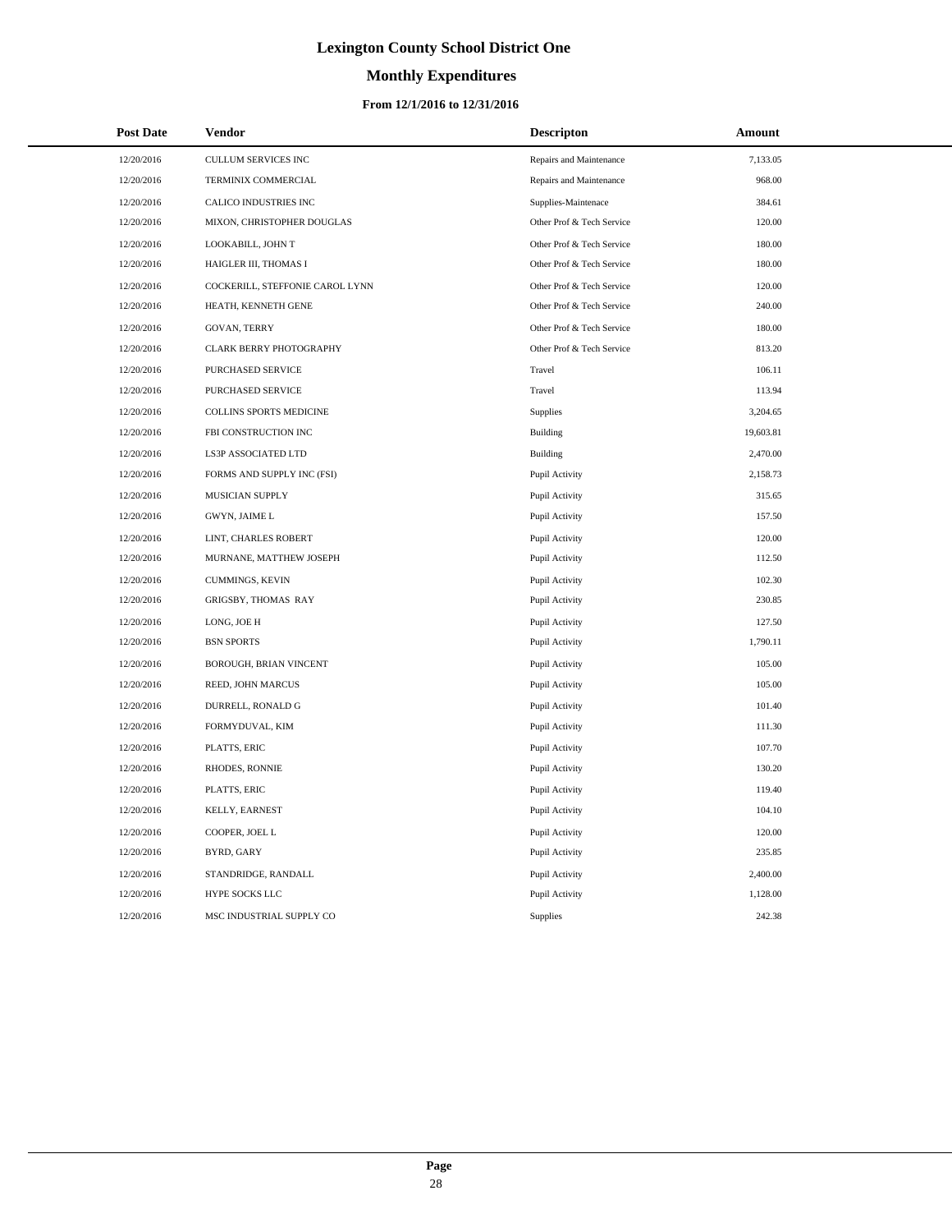# Lexington County School District One

## Monthly Expenditures

### From 12/1/2016 to 12/31/2016

| Post Date | Vendor | Descripton | Amount |
| --- | --- | --- | --- |
| 12/20/2016 | CULLUM SERVICES INC | Repairs and Maintenance | 7,133.05 |
| 12/20/2016 | TERMINIX COMMERCIAL | Repairs and Maintenance | 968.00 |
| 12/20/2016 | CALICO INDUSTRIES INC | Supplies-Maintenace | 384.61 |
| 12/20/2016 | MIXON, CHRISTOPHER DOUGLAS | Other Prof & Tech Service | 120.00 |
| 12/20/2016 | LOOKABILL, JOHN T | Other Prof & Tech Service | 180.00 |
| 12/20/2016 | HAIGLER III, THOMAS I | Other Prof & Tech Service | 180.00 |
| 12/20/2016 | COCKERILL, STEFFONIE CAROL LYNN | Other Prof & Tech Service | 120.00 |
| 12/20/2016 | HEATH, KENNETH GENE | Other Prof & Tech Service | 240.00 |
| 12/20/2016 | GOVAN, TERRY | Other Prof & Tech Service | 180.00 |
| 12/20/2016 | CLARK BERRY PHOTOGRAPHY | Other Prof & Tech Service | 813.20 |
| 12/20/2016 | PURCHASED SERVICE | Travel | 106.11 |
| 12/20/2016 | PURCHASED SERVICE | Travel | 113.94 |
| 12/20/2016 | COLLINS SPORTS MEDICINE | Supplies | 3,204.65 |
| 12/20/2016 | FBI CONSTRUCTION INC | Building | 19,603.81 |
| 12/20/2016 | LS3P ASSOCIATED LTD | Building | 2,470.00 |
| 12/20/2016 | FORMS AND SUPPLY INC (FSI) | Pupil Activity | 2,158.73 |
| 12/20/2016 | MUSICIAN SUPPLY | Pupil Activity | 315.65 |
| 12/20/2016 | GWYN, JAIME L | Pupil Activity | 157.50 |
| 12/20/2016 | LINT, CHARLES ROBERT | Pupil Activity | 120.00 |
| 12/20/2016 | MURNANE, MATTHEW JOSEPH | Pupil Activity | 112.50 |
| 12/20/2016 | CUMMINGS, KEVIN | Pupil Activity | 102.30 |
| 12/20/2016 | GRIGSBY, THOMAS RAY | Pupil Activity | 230.85 |
| 12/20/2016 | LONG, JOE H | Pupil Activity | 127.50 |
| 12/20/2016 | BSN SPORTS | Pupil Activity | 1,790.11 |
| 12/20/2016 | BOROUGH, BRIAN VINCENT | Pupil Activity | 105.00 |
| 12/20/2016 | REED, JOHN MARCUS | Pupil Activity | 105.00 |
| 12/20/2016 | DURRELL, RONALD G | Pupil Activity | 101.40 |
| 12/20/2016 | FORMYDUVAL, KIM | Pupil Activity | 111.30 |
| 12/20/2016 | PLATTS, ERIC | Pupil Activity | 107.70 |
| 12/20/2016 | RHODES, RONNIE | Pupil Activity | 130.20 |
| 12/20/2016 | PLATTS, ERIC | Pupil Activity | 119.40 |
| 12/20/2016 | KELLY, EARNEST | Pupil Activity | 104.10 |
| 12/20/2016 | COOPER, JOEL L | Pupil Activity | 120.00 |
| 12/20/2016 | BYRD, GARY | Pupil Activity | 235.85 |
| 12/20/2016 | STANDRIDGE, RANDALL | Pupil Activity | 2,400.00 |
| 12/20/2016 | HYPE SOCKS LLC | Pupil Activity | 1,128.00 |
| 12/20/2016 | MSC INDUSTRIAL SUPPLY CO | Supplies | 242.38 |